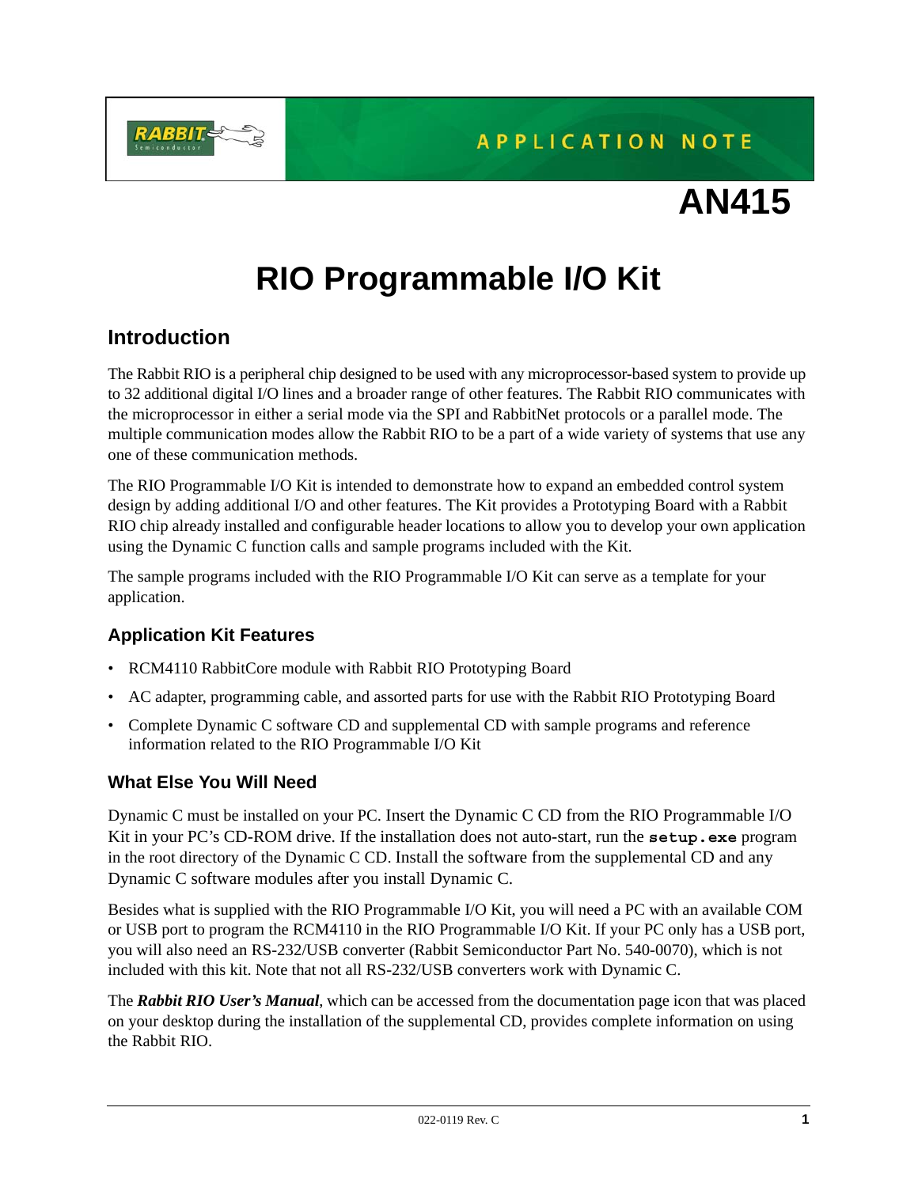APPLICATION NOTE

# AN415

# RIO Programmable I/O Kit

## Introduction

The Rabbit RIO is a peripheral chip designed to be used with any microprocessor-based system to provide up to 32 additional digital I/O lines and a broader range of other features. The Rabbit RIO communicates with the microprocessor in either a serial mode via the SPI and RabbitNet protocols or a parallel mode. The multiple communication modes allow the Rabbit RIO to be a part of a wide variety of systems that use any one of these communication methods.

The RIO Programmable I/O Kit is intended to demonstrate how to expand an embedded control system design by adding additional I/O and other features. The Kit provides a Prototyping Board with a Rabbit RIO chip already installed and configurable header locations to allow you to develop your own application using the Dynamic C function calls and sample programs included with the Kit.

The sample programs included with the RIO Programmable I/O Kit can serve as a template for your application.

### Application Kit Features

- RCM4110 RabbitCore module with Rabbit RIO Prototyping Board
- AC adapter, programming cable, and assorted parts for use with the Rabbit RIO Prototyping Board
- Complete Dynamic C software CD and supplemental CD with sample programs and reference information related to the RIO Programmable I/O Kit

### What Else You Will Need

Dynamic C must be installed on your PC. Insert the Dynamic C CD from the RIO Programmable I/O Kit in your PC's CD-ROM drive. If the installation does not auto-start, run the **`setup.exe`** program in the root directory of the Dynamic C CD. Install the software from the supplemental CD and any Dynamic C software modules after you install Dynamic C.

Besides what is supplied with the RIO Programmable I/O Kit, you will need a PC with an available COM or USB port to program the RCM4110 in the RIO Programmable I/O Kit. If your PC only has a USB port, you will also need an RS-232/USB converter (Rabbit Semiconductor Part No. 540-0070), which is not included with this kit. Note that not all RS-232/USB converters work with Dynamic C.

The ***Rabbit RIO User's Manual***, which can be accessed from the documentation page icon that was placed on your desktop during the installation of the supplemental CD, provides complete information on using the Rabbit RIO.

022-0119 Rev. C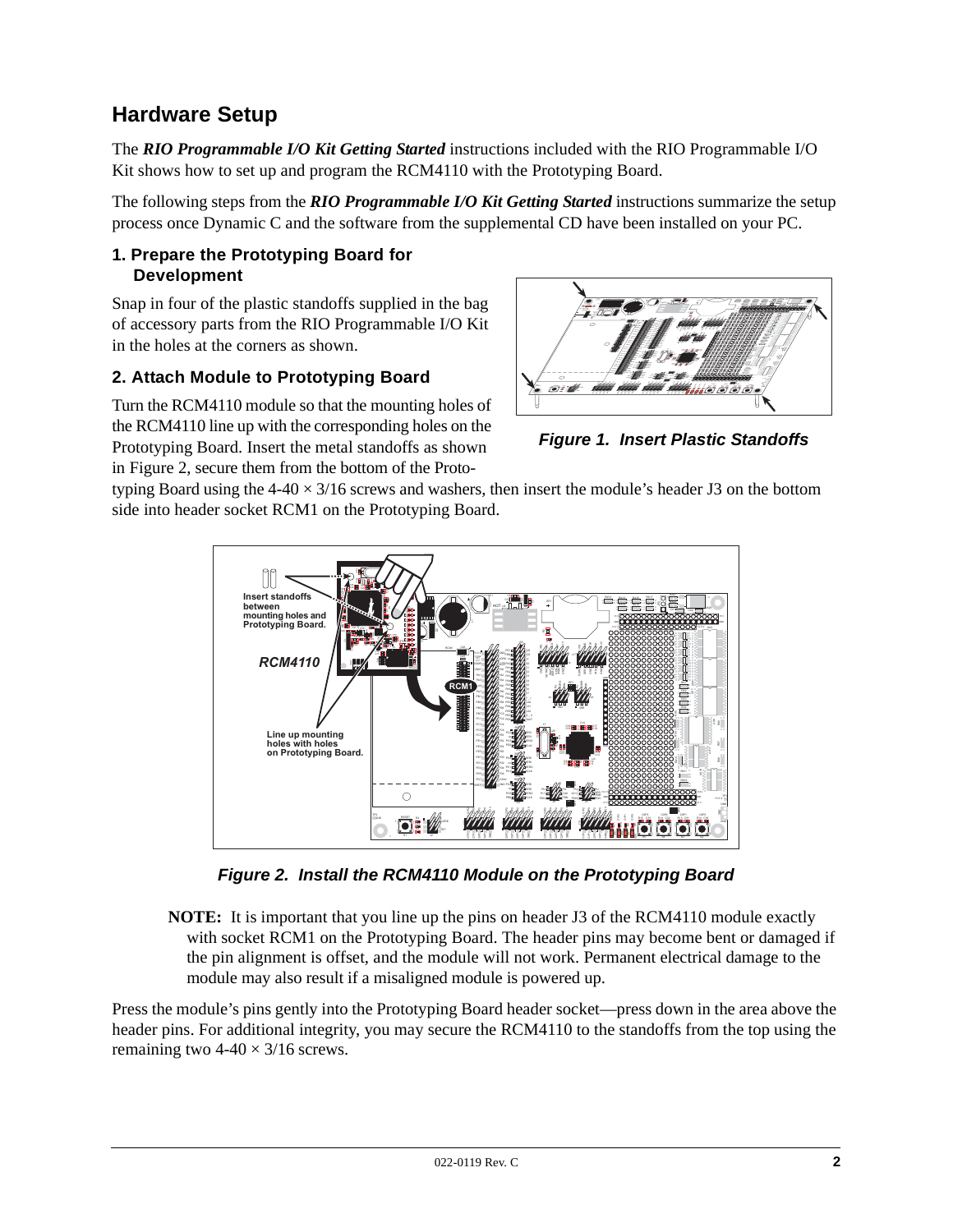## Hardware Setup

The ***RIO Programmable I/O Kit Getting Started*** instructions included with the RIO Programmable I/O Kit shows how to set up and program the RCM4110 with the Prototyping Board.

The following steps from the ***RIO Programmable I/O Kit Getting Started*** instructions summarize the setup process once Dynamic C and the software from the supplemental CD have been installed on your PC.

### 1. Prepare the Prototyping Board for Development

Snap in four of the plastic standoffs supplied in the bag of accessory parts from the RIO Programmable I/O Kit in the holes at the corners as shown.

***Figure 1. Insert Plastic Standoffs***

### 2. Attach Module to Prototyping Board

Turn the RCM4110 module so that the mounting holes of the RCM4110 line up with the corresponding holes on the Prototyping Board. Insert the metal standoffs as shown in Figure 2, secure them from the bottom of the Prototyping Board using the 4-40 × 3/16 screws and washers, then insert the module's header J3 on the bottom side into header socket RCM1 on the Prototyping Board.

***Figure 2. Install the RCM4110 Module on the Prototyping Board***

> **NOTE:** It is important that you line up the pins on header J3 of the RCM4110 module exactly with socket RCM1 on the Prototyping Board. The header pins may become bent or damaged if the pin alignment is offset, and the module will not work. Permanent electrical damage to the module may also result if a misaligned module is powered up.

Press the module's pins gently into the Prototyping Board header socket—press down in the area above the header pins. For additional integrity, you may secure the RCM4110 to the standoffs from the top using the remaining two 4-40 × 3/16 screws.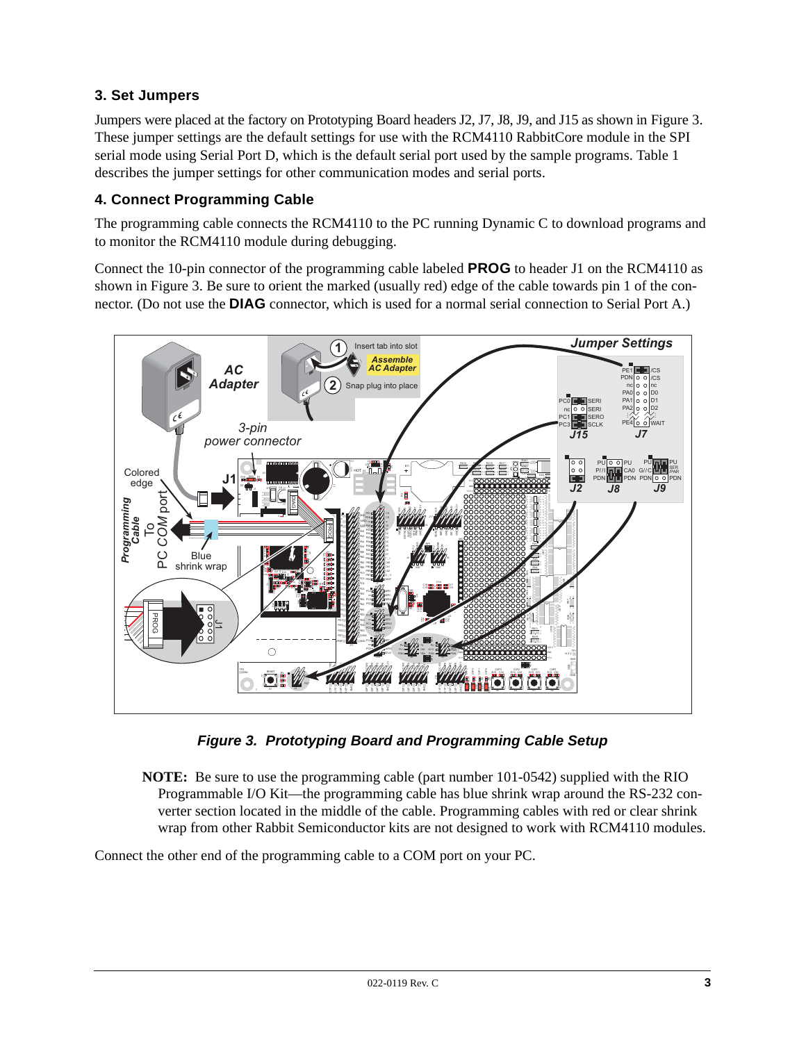### 3. Set Jumpers

Jumpers were placed at the factory on Prototyping Board headers J2, J7, J8, J9, and J15 as shown in Figure 3. These jumper settings are the default settings for use with the RCM4110 RabbitCore module in the SPI serial mode using Serial Port D, which is the default serial port used by the sample programs. Table 1 describes the jumper settings for other communication modes and serial ports.

### 4. Connect Programming Cable

The programming cable connects the RCM4110 to the PC running Dynamic C to download programs and to monitor the RCM4110 module during debugging.

Connect the 10-pin connector of the programming cable labeled **PROG** to header J1 on the RCM4110 as shown in Figure 3. Be sure to orient the marked (usually red) edge of the cable towards pin 1 of the connector. (Do not use the **DIAG** connector, which is used for a normal serial connection to Serial Port A.)

***Figure 3. Prototyping Board and Programming Cable Setup***

> **NOTE:** Be sure to use the programming cable (part number 101-0542) supplied with the RIO Programmable I/O Kit—the programming cable has blue shrink wrap around the RS-232 converter section located in the middle of the cable. Programming cables with red or clear shrink wrap from other Rabbit Semiconductor kits are not designed to work with RCM4110 modules.

Connect the other end of the programming cable to a COM port on your PC.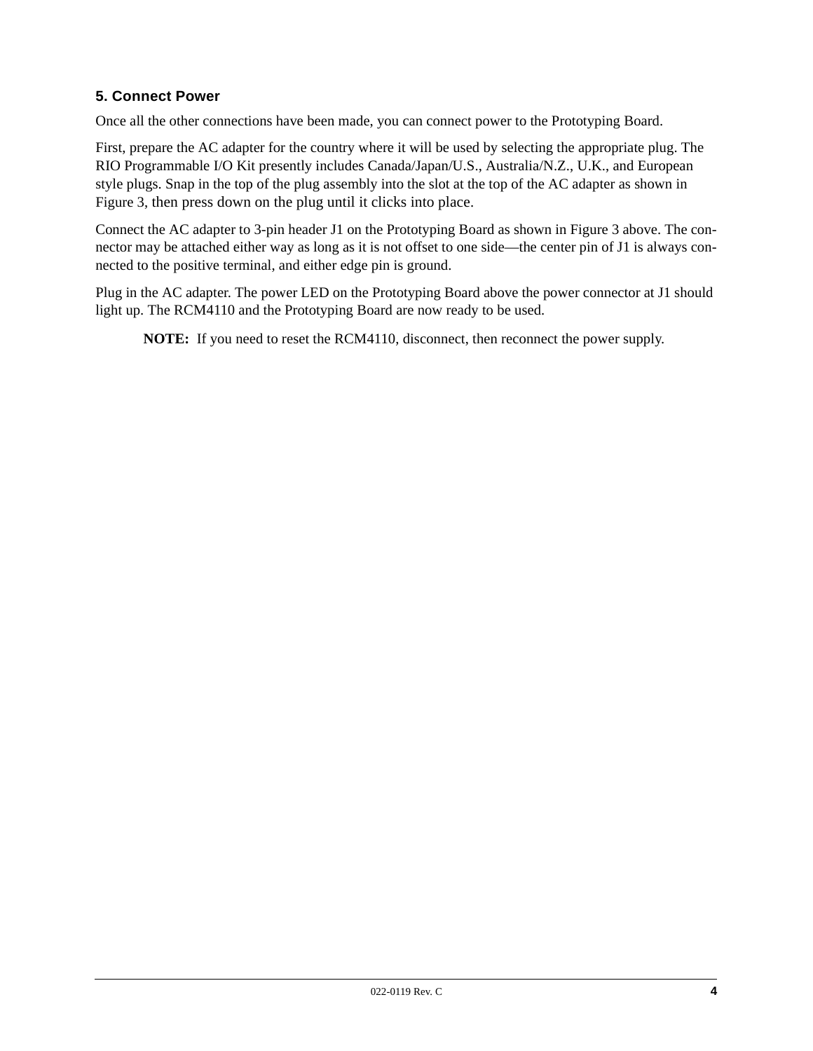### 5. Connect Power

Once all the other connections have been made, you can connect power to the Prototyping Board.

First, prepare the AC adapter for the country where it will be used by selecting the appropriate plug. The RIO Programmable I/O Kit presently includes Canada/Japan/U.S., Australia/N.Z., U.K., and European style plugs. Snap in the top of the plug assembly into the slot at the top of the AC adapter as shown in Figure 3, then press down on the plug until it clicks into place.

Connect the AC adapter to 3-pin header J1 on the Prototyping Board as shown in Figure 3 above. The connector may be attached either way as long as it is not offset to one side—the center pin of J1 is always connected to the positive terminal, and either edge pin is ground.

Plug in the AC adapter. The power LED on the Prototyping Board above the power connector at J1 should light up. The RCM4110 and the Prototyping Board are now ready to be used.

> **NOTE:** If you need to reset the RCM4110, disconnect, then reconnect the power supply.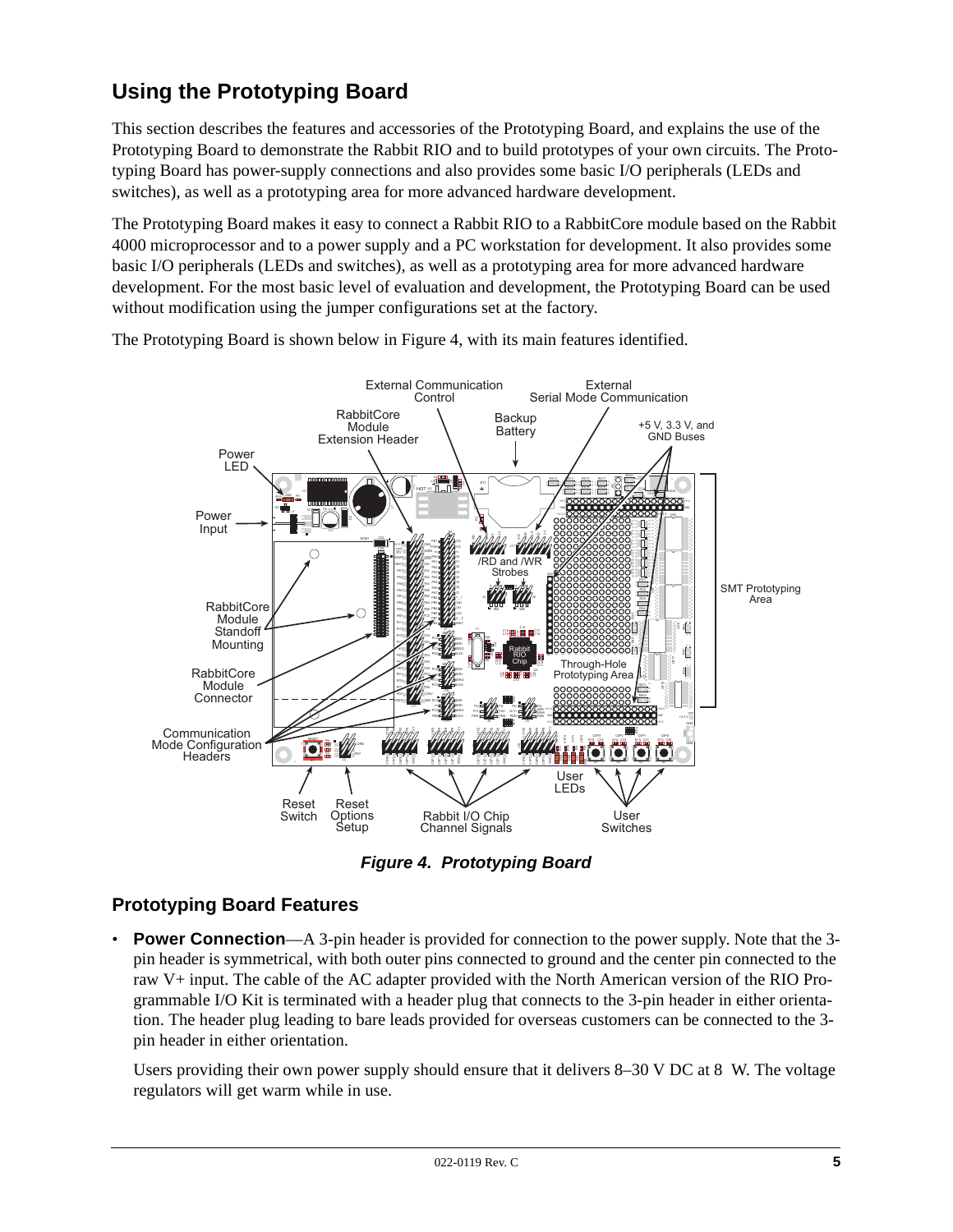## Using the Prototyping Board

This section describes the features and accessories of the Prototyping Board, and explains the use of the Prototyping Board to demonstrate the Rabbit RIO and to build prototypes of your own circuits. The Prototyping Board has power-supply connections and also provides some basic I/O peripherals (LEDs and switches), as well as a prototyping area for more advanced hardware development.

The Prototyping Board makes it easy to connect a Rabbit RIO to a RabbitCore module based on the Rabbit 4000 microprocessor and to a power supply and a PC workstation for development. It also provides some basic I/O peripherals (LEDs and switches), as well as a prototyping area for more advanced hardware development. For the most basic level of evaluation and development, the Prototyping Board can be used without modification using the jumper configurations set at the factory.

The Prototyping Board is shown below in Figure 4, with its main features identified.

*Figure 4. Prototyping Board*

### Prototyping Board Features

- **Power Connection**—A 3-pin header is provided for connection to the power supply. Note that the 3-pin header is symmetrical, with both outer pins connected to ground and the center pin connected to the raw V+ input. The cable of the AC adapter provided with the North American version of the RIO Programmable I/O Kit is terminated with a header plug that connects to the 3-pin header in either orientation. The header plug leading to bare leads provided for overseas customers can be connected to the 3-pin header in either orientation.

  Users providing their own power supply should ensure that it delivers 8–30 V DC at 8 W. The voltage regulators will get warm while in use.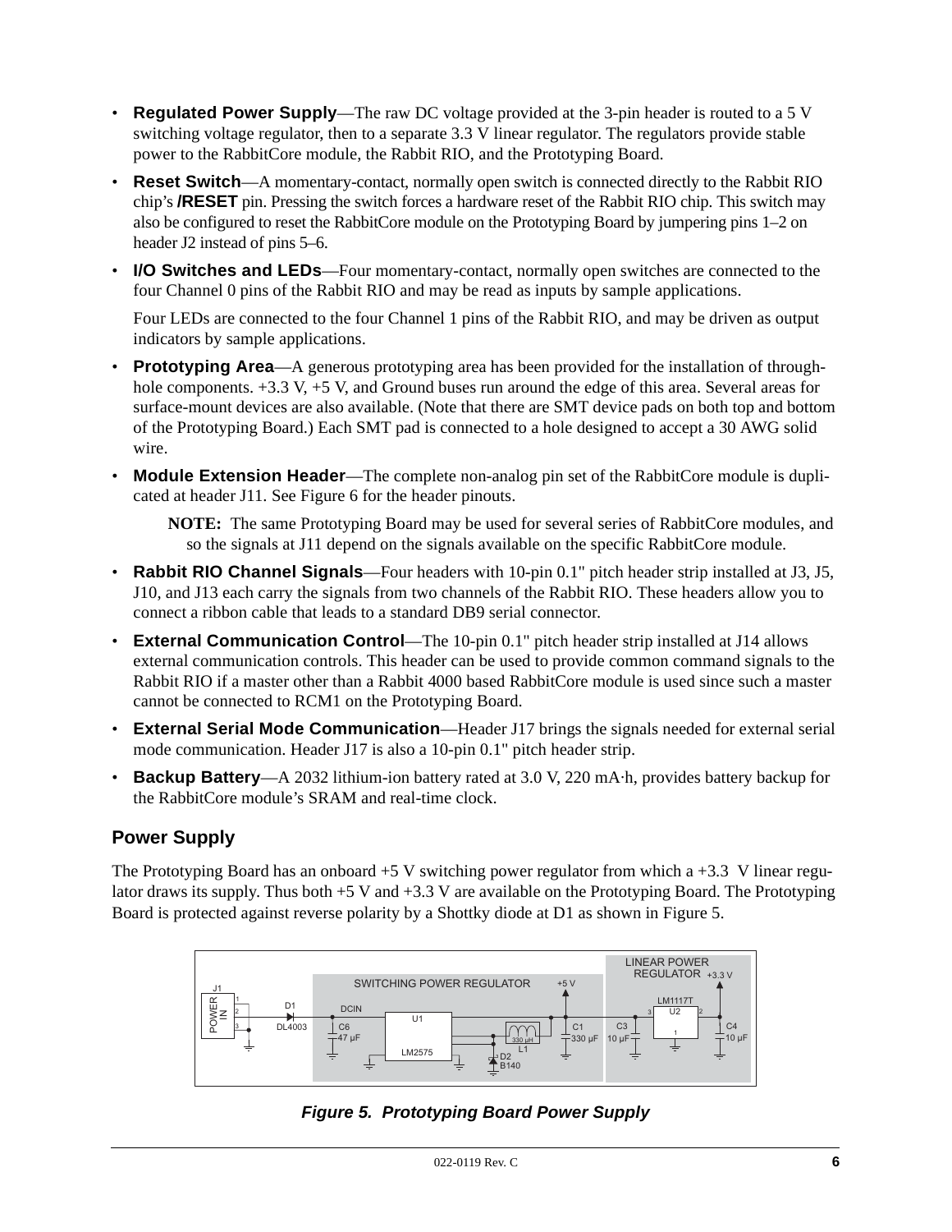- **Regulated Power Supply**—The raw DC voltage provided at the 3-pin header is routed to a 5 V switching voltage regulator, then to a separate 3.3 V linear regulator. The regulators provide stable power to the RabbitCore module, the Rabbit RIO, and the Prototyping Board.
- **Reset Switch**—A momentary-contact, normally open switch is connected directly to the Rabbit RIO chip's **/RESET** pin. Pressing the switch forces a hardware reset of the Rabbit RIO chip. This switch may also be configured to reset the RabbitCore module on the Prototyping Board by jumpering pins 1–2 on header J2 instead of pins 5–6.
- **I/O Switches and LEDs**—Four momentary-contact, normally open switches are connected to the four Channel 0 pins of the Rabbit RIO and may be read as inputs by sample applications.

  Four LEDs are connected to the four Channel 1 pins of the Rabbit RIO, and may be driven as output indicators by sample applications.
- **Prototyping Area**—A generous prototyping area has been provided for the installation of through-hole components. +3.3 V, +5 V, and Ground buses run around the edge of this area. Several areas for surface-mount devices are also available. (Note that there are SMT device pads on both top and bottom of the Prototyping Board.) Each SMT pad is connected to a hole designed to accept a 30 AWG solid wire.
- **Module Extension Header**—The complete non-analog pin set of the RabbitCore module is duplicated at header J11. See Figure 6 for the header pinouts.

  **NOTE:** The same Prototyping Board may be used for several series of RabbitCore modules, and so the signals at J11 depend on the signals available on the specific RabbitCore module.
- **Rabbit RIO Channel Signals**—Four headers with 10-pin 0.1" pitch header strip installed at J3, J5, J10, and J13 each carry the signals from two channels of the Rabbit RIO. These headers allow you to connect a ribbon cable that leads to a standard DB9 serial connector.
- **External Communication Control**—The 10-pin 0.1" pitch header strip installed at J14 allows external communication controls. This header can be used to provide common command signals to the Rabbit RIO if a master other than a Rabbit 4000 based RabbitCore module is used since such a master cannot be connected to RCM1 on the Prototyping Board.
- **External Serial Mode Communication**—Header J17 brings the signals needed for external serial mode communication. Header J17 is also a 10-pin 0.1" pitch header strip.
- **Backup Battery**—A 2032 lithium-ion battery rated at 3.0 V, 220 mA·h, provides battery backup for the RabbitCore module's SRAM and real-time clock.

## Power Supply

The Prototyping Board has an onboard +5 V switching power regulator from which a +3.3 V linear regulator draws its supply. Thus both +5 V and +3.3 V are available on the Prototyping Board. The Prototyping Board is protected against reverse polarity by a Shottky diode at D1 as shown in Figure 5.

*Figure 5. Prototyping Board Power Supply*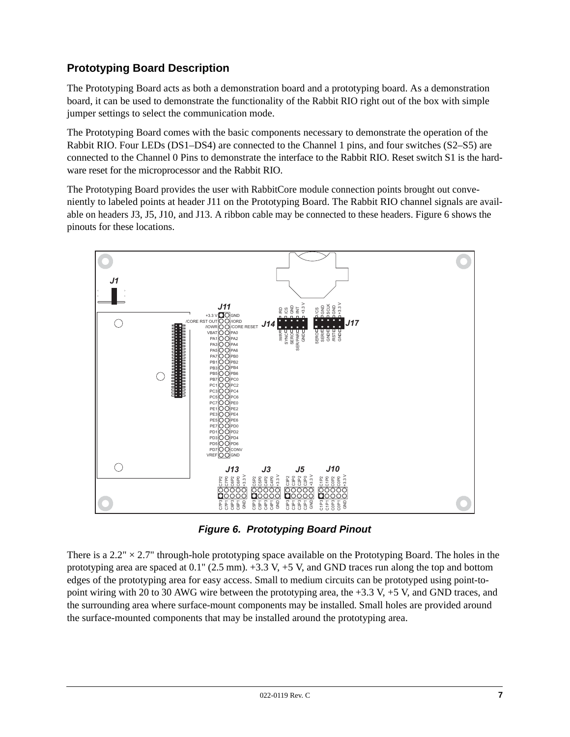## Prototyping Board Description

The Prototyping Board acts as both a demonstration board and a prototyping board. As a demonstration board, it can be used to demonstrate the functionality of the Rabbit RIO right out of the box with simple jumper settings to select the communication mode.

The Prototyping Board comes with the basic components necessary to demonstrate the operation of the Rabbit RIO. Four LEDs (DS1–DS4) are connected to the Channel 1 pins, and four switches (S2–S5) are connected to the Channel 0 Pins to demonstrate the interface to the Rabbit RIO. Reset switch S1 is the hardware reset for the microprocessor and the Rabbit RIO.

The Prototyping Board provides the user with RabbitCore module connection points brought out conveniently to labeled points at header J11 on the Prototyping Board. The Rabbit RIO channel signals are available on headers J3, J5, J10, and J13. A ribbon cable may be connected to these headers. Figure 6 shows the pinouts for these locations.

***Figure 6. Prototyping Board Pinout***

There is a 2.2" × 2.7" through-hole prototyping space available on the Prototyping Board. The holes in the prototyping area are spaced at 0.1" (2.5 mm). +3.3 V, +5 V, and GND traces run along the top and bottom edges of the prototyping area for easy access. Small to medium circuits can be prototyped using point-to-point wiring with 20 to 30 AWG wire between the prototyping area, the +3.3 V, +5 V, and GND traces, and the surrounding area where surface-mount components may be installed. Small holes are provided around the surface-mounted components that may be installed around the prototyping area.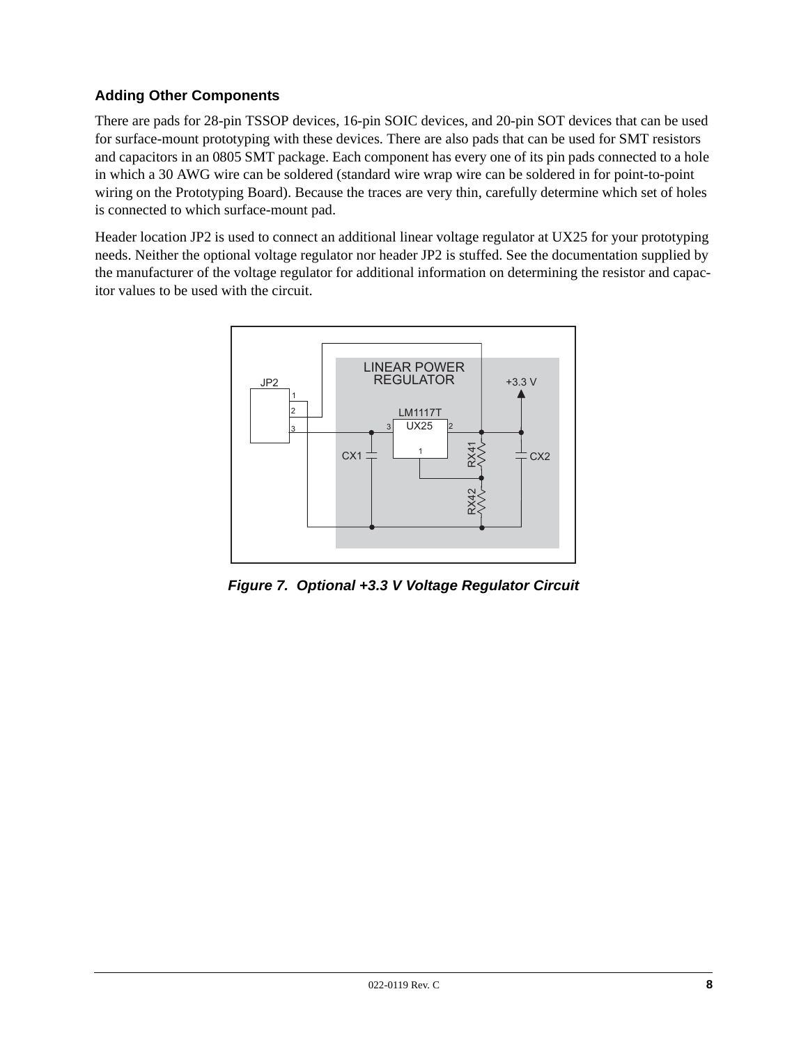### Adding Other Components

There are pads for 28-pin TSSOP devices, 16-pin SOIC devices, and 20-pin SOT devices that can be used for surface-mount prototyping with these devices. There are also pads that can be used for SMT resistors and capacitors in an 0805 SMT package. Each component has every one of its pin pads connected to a hole in which a 30 AWG wire can be soldered (standard wire wrap wire can be soldered in for point-to-point wiring on the Prototyping Board). Because the traces are very thin, carefully determine which set of holes is connected to which surface-mount pad.

Header location JP2 is used to connect an additional linear voltage regulator at UX25 for your prototyping needs. Neither the optional voltage regulator nor header JP2 is stuffed. See the documentation supplied by the manufacturer of the voltage regulator for additional information on determining the resistor and capacitor values to be used with the circuit.

***Figure 7. Optional +3.3 V Voltage Regulator Circuit***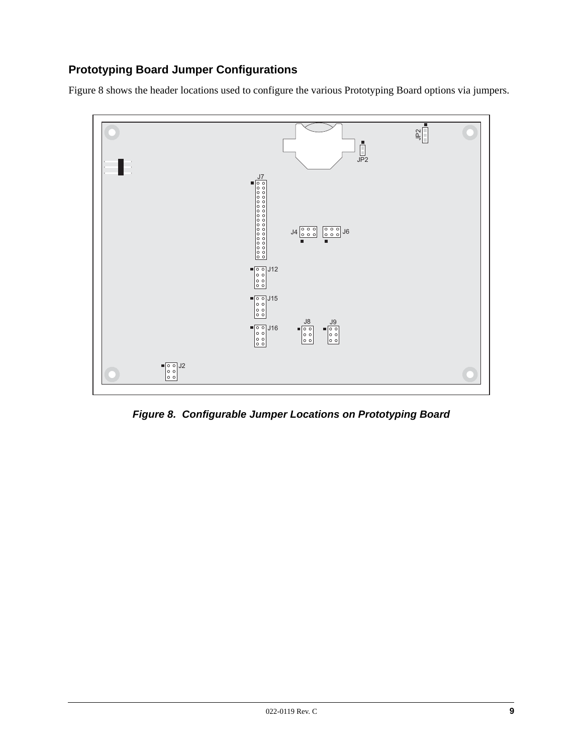## Prototyping Board Jumper Configurations

Figure 8 shows the header locations used to configure the various Prototyping Board options via jumpers.

*Figure 8. Configurable Jumper Locations on Prototyping Board*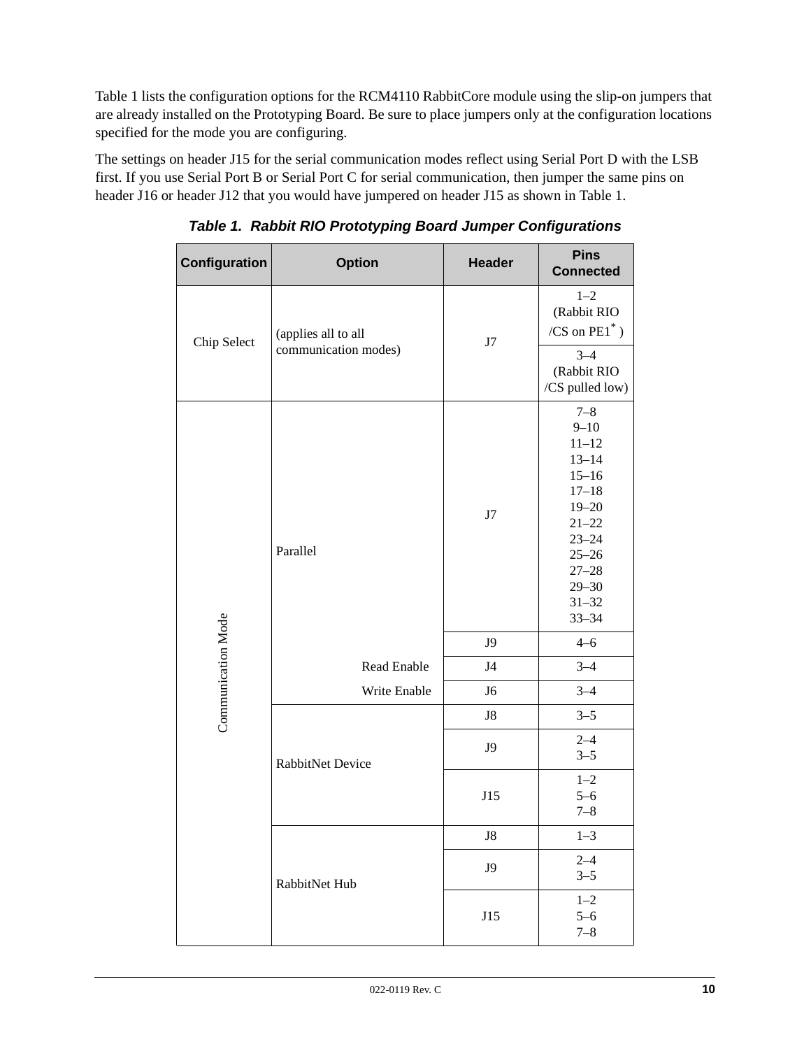Table 1 lists the configuration options for the RCM4110 RabbitCore module using the slip-on jumpers that are already installed on the Prototyping Board. Be sure to place jumpers only at the configuration locations specified for the mode you are configuring.

The settings on header J15 for the serial communication modes reflect using Serial Port D with the LSB first. If you use Serial Port B or Serial Port C for serial communication, then jumper the same pins on header J16 or header J12 that you would have jumpered on header J15 as shown in Table 1.

***Table 1. Rabbit RIO Prototyping Board Jumper Configurations***

| Configuration | Option | Header | Pins Connected |
|---|---|---|---|
| Chip Select | (applies all to all communication modes) | J7 | 1–2 (Rabbit RIO /CS on PE1*) |
| | | | 3–4 (Rabbit RIO /CS pulled low) |
| Communication Mode | Parallel | J7 | 7–8<br>9–10<br>11–12<br>13–14<br>15–16<br>17–18<br>19–20<br>21–22<br>23–24<br>25–26<br>27–28<br>29–30<br>31–32<br>33–34 |
| | | J9 | 4–6 |
| | Read Enable | J4 | 3–4 |
| | Write Enable | J6 | 3–4 |
| | RabbitNet Device | J8 | 3–5 |
| | | J9 | 2–4<br>3–5 |
| | | J15 | 1–2<br>5–6<br>7–8 |
| | RabbitNet Hub | J8 | 1–3 |
| | | J9 | 2–4<br>3–5 |
| | | J15 | 1–2<br>5–6<br>7–8 |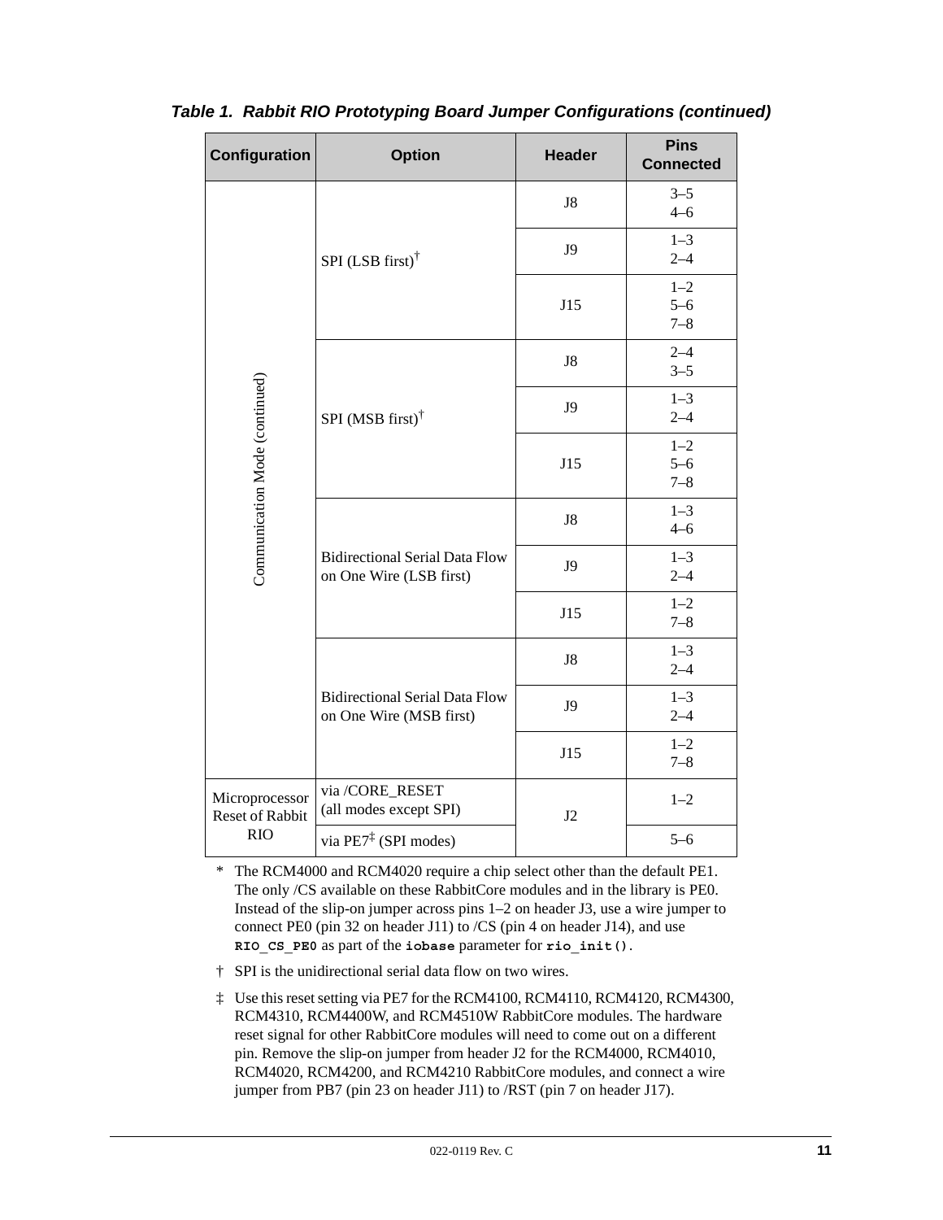***Table 1. Rabbit RIO Prototyping Board Jumper Configurations (continued)***

| Configuration | Option | Header | Pins Connected |
|---|---|---|---|
| Communication Mode (continued) | SPI (LSB first)† | J8 | 3–5<br>4–6 |
| | | J9 | 1–3<br>2–4 |
| | | J15 | 1–2<br>5–6<br>7–8 |
| | SPI (MSB first)† | J8 | 2–4<br>3–5 |
| | | J9 | 1–3<br>2–4 |
| | | J15 | 1–2<br>5–6<br>7–8 |
| | Bidirectional Serial Data Flow on One Wire (LSB first) | J8 | 1–3<br>4–6 |
| | | J9 | 1–3<br>2–4 |
| | | J15 | 1–2<br>7–8 |
| | Bidirectional Serial Data Flow on One Wire (MSB first) | J8 | 1–3<br>2–4 |
| | | J9 | 1–3<br>2–4 |
| | | J15 | 1–2<br>7–8 |
| Microprocessor Reset of Rabbit RIO | via /CORE_RESET (all modes except SPI) | J2 | 1–2 |
| | via PE7‡ (SPI modes) | | 5–6 |

\* The RCM4000 and RCM4020 require a chip select other than the default PE1. The only /CS available on these RabbitCore modules and in the library is PE0. Instead of the slip-on jumper across pins 1–2 on header J3, use a wire jumper to connect PE0 (pin 32 on header J11) to /CS (pin 4 on header J14), and use **`RIO_CS_PE0`** as part of the **`iobase`** parameter for **`rio_init()`**.

† SPI is the unidirectional serial data flow on two wires.

‡ Use this reset setting via PE7 for the RCM4100, RCM4110, RCM4120, RCM4300, RCM4310, RCM4400W, and RCM4510W RabbitCore modules. The hardware reset signal for other RabbitCore modules will need to come out on a different pin. Remove the slip-on jumper from header J2 for the RCM4000, RCM4010, RCM4020, RCM4200, and RCM4210 RabbitCore modules, and connect a wire jumper from PB7 (pin 23 on header J11) to /RST (pin 7 on header J17).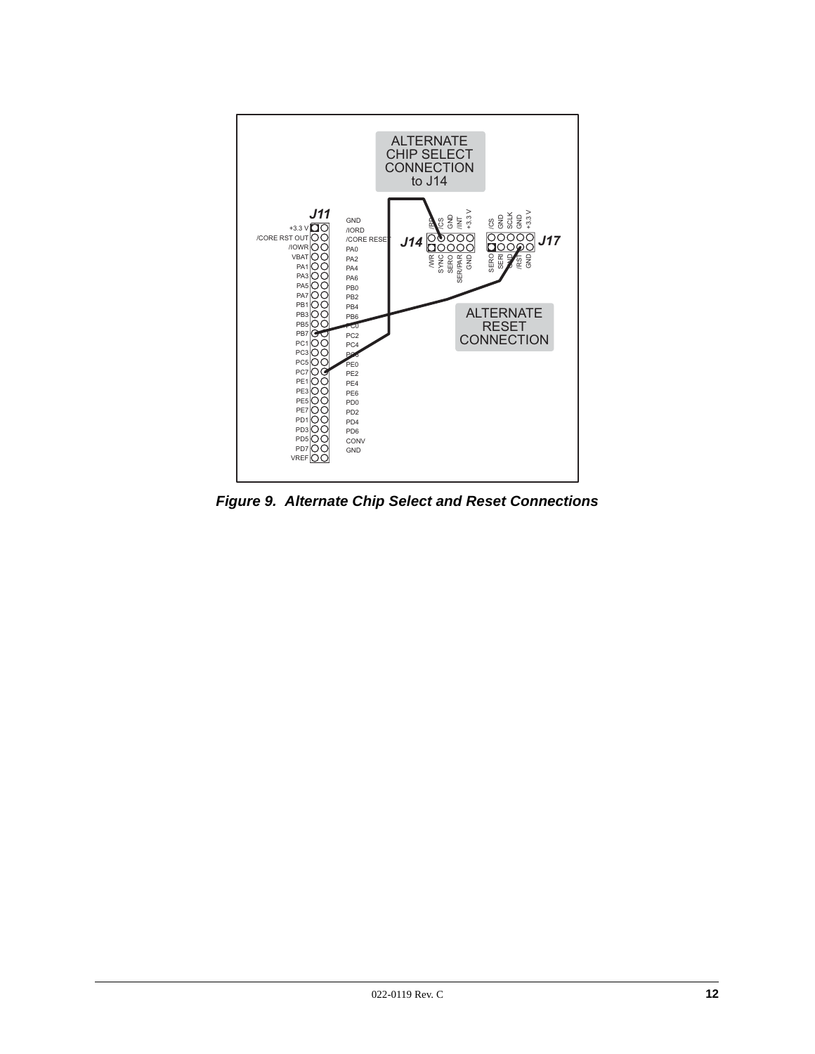**Figure 9. Alternate Chip Select and Reset Connections**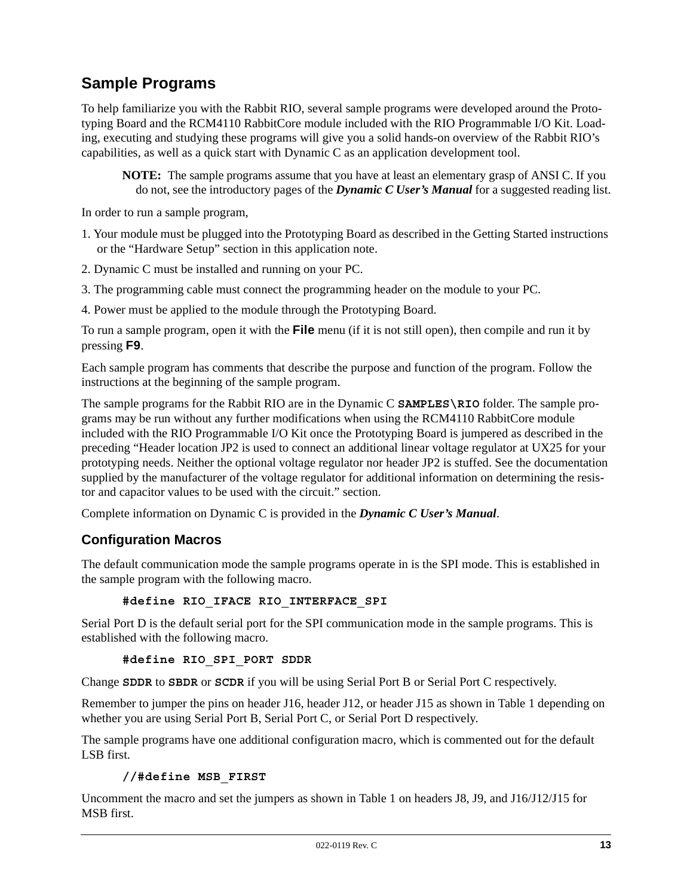## Sample Programs

To help familiarize you with the Rabbit RIO, several sample programs were developed around the Prototyping Board and the RCM4110 RabbitCore module included with the RIO Programmable I/O Kit. Loading, executing and studying these programs will give you a solid hands-on overview of the Rabbit RIO's capabilities, as well as a quick start with Dynamic C as an application development tool.

> **NOTE:** The sample programs assume that you have at least an elementary grasp of ANSI C. If you do not, see the introductory pages of the ***Dynamic C User's Manual*** for a suggested reading list.

In order to run a sample program,

1. Your module must be plugged into the Prototyping Board as described in the Getting Started instructions or the "Hardware Setup" section in this application note.
2. Dynamic C must be installed and running on your PC.
3. The programming cable must connect the programming header on the module to your PC.
4. Power must be applied to the module through the Prototyping Board.

To run a sample program, open it with the **File** menu (if it is not still open), then compile and run it by pressing **F9**.

Each sample program has comments that describe the purpose and function of the program. Follow the instructions at the beginning of the sample program.

The sample programs for the Rabbit RIO are in the Dynamic C **SAMPLES\RIO** folder. The sample programs may be run without any further modifications when using the RCM4110 RabbitCore module included with the RIO Programmable I/O Kit once the Prototyping Board is jumpered as described in the preceding "Header location JP2 is used to connect an additional linear voltage regulator at UX25 for your prototyping needs. Neither the optional voltage regulator nor header JP2 is stuffed. See the documentation supplied by the manufacturer of the voltage regulator for additional information on determining the resistor and capacitor values to be used with the circuit." section.

Complete information on Dynamic C is provided in the ***Dynamic C User's Manual***.

### Configuration Macros

The default communication mode the sample programs operate in is the SPI mode. This is established in the sample program with the following macro.

```
#define RIO_IFACE RIO_INTERFACE_SPI
```

Serial Port D is the default serial port for the SPI communication mode in the sample programs. This is established with the following macro.

```
#define RIO_SPI_PORT SDDR
```

Change **SDDR** to **SBDR** or **SCDR** if you will be using Serial Port B or Serial Port C respectively.

Remember to jumper the pins on header J16, header J12, or header J15 as shown in Table 1 depending on whether you are using Serial Port B, Serial Port C, or Serial Port D respectively.

The sample programs have one additional configuration macro, which is commented out for the default LSB first.

```
//#define MSB_FIRST
```

Uncomment the macro and set the jumpers as shown in Table 1 on headers J8, J9, and J16/J12/J15 for MSB first.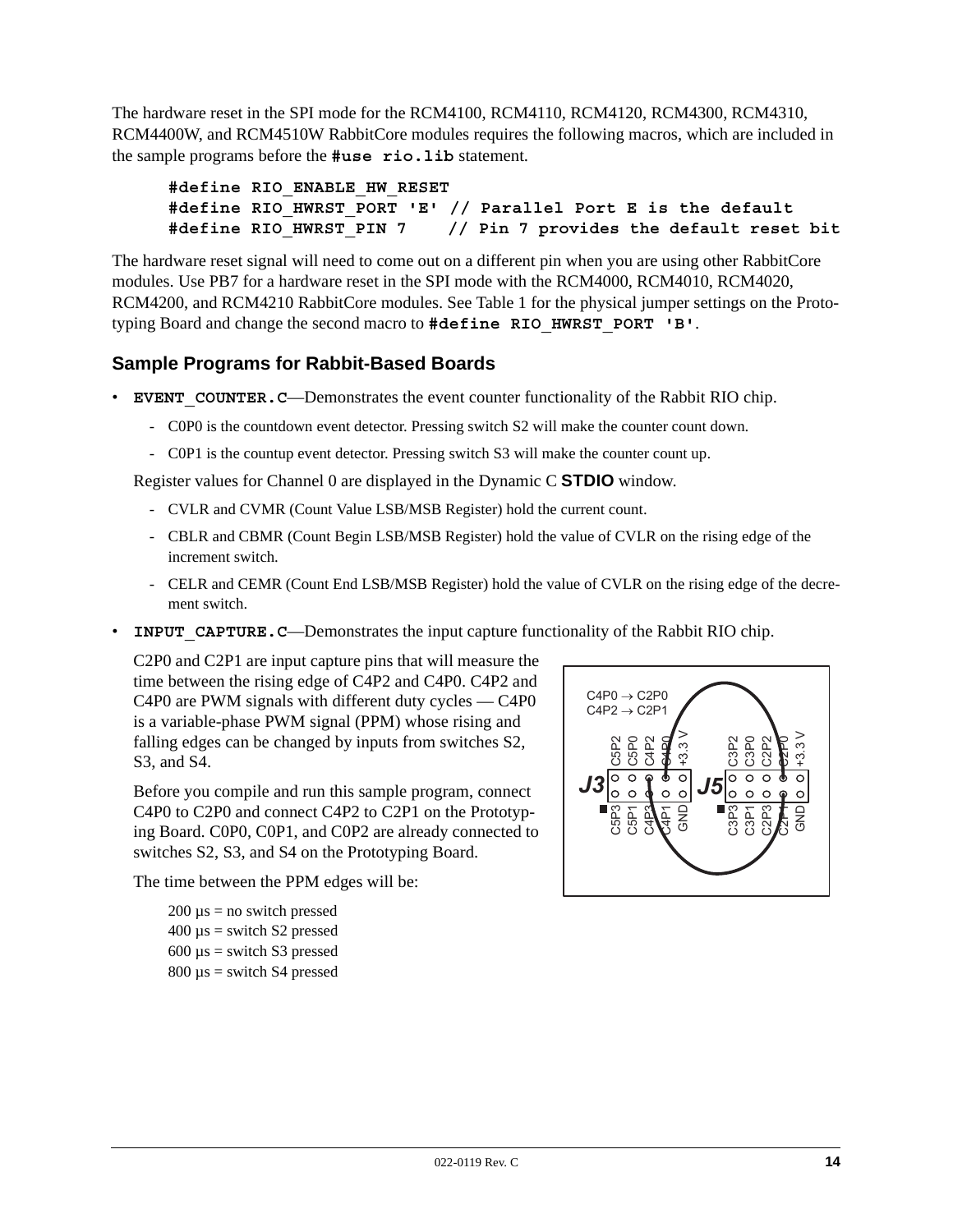The hardware reset in the SPI mode for the RCM4100, RCM4110, RCM4120, RCM4300, RCM4310, RCM4400W, and RCM4510W RabbitCore modules requires the following macros, which are included in the sample programs before the **#use rio.lib** statement.

```
#define RIO_ENABLE_HW_RESET
#define RIO_HWRST_PORT 'E' // Parallel Port E is the default
#define RIO_HWRST_PIN 7    // Pin 7 provides the default reset bit
```

The hardware reset signal will need to come out on a different pin when you are using other RabbitCore modules. Use PB7 for a hardware reset in the SPI mode with the RCM4000, RCM4010, RCM4020, RCM4200, and RCM4210 RabbitCore modules. See Table 1 for the physical jumper settings on the Prototyping Board and change the second macro to **#define RIO_HWRST_PORT 'B'**.

## Sample Programs for Rabbit-Based Boards

- **EVENT_COUNTER.C**—Demonstrates the event counter functionality of the Rabbit RIO chip.
  - C0P0 is the countdown event detector. Pressing switch S2 will make the counter count down.
  - C0P1 is the countup event detector. Pressing switch S3 will make the counter count up.

  Register values for Channel 0 are displayed in the Dynamic C **STDIO** window.

  - CVLR and CVMR (Count Value LSB/MSB Register) hold the current count.
  - CBLR and CBMR (Count Begin LSB/MSB Register) hold the value of CVLR on the rising edge of the increment switch.
  - CELR and CEMR (Count End LSB/MSB Register) hold the value of CVLR on the rising edge of the decrement switch.

- **INPUT_CAPTURE.C**—Demonstrates the input capture functionality of the Rabbit RIO chip.

  C2P0 and C2P1 are input capture pins that will measure the time between the rising edge of C4P2 and C4P0. C4P2 and C4P0 are PWM signals with different duty cycles — C4P0 is a variable-phase PWM signal (PPM) whose rising and falling edges can be changed by inputs from switches S2, S3, and S4.

  Before you compile and run this sample program, connect C4P0 to C2P0 and connect C4P2 to C2P1 on the Prototyping Board. C0P0, C0P1, and C0P2 are already connected to switches S2, S3, and S4 on the Prototyping Board.

  C4P0 → C2P0
  C4P2 → C2P1

  The time between the PPM edges will be:

  200 µs = no switch pressed
  400 µs = switch S2 pressed
  600 µs = switch S3 pressed
  800 µs = switch S4 pressed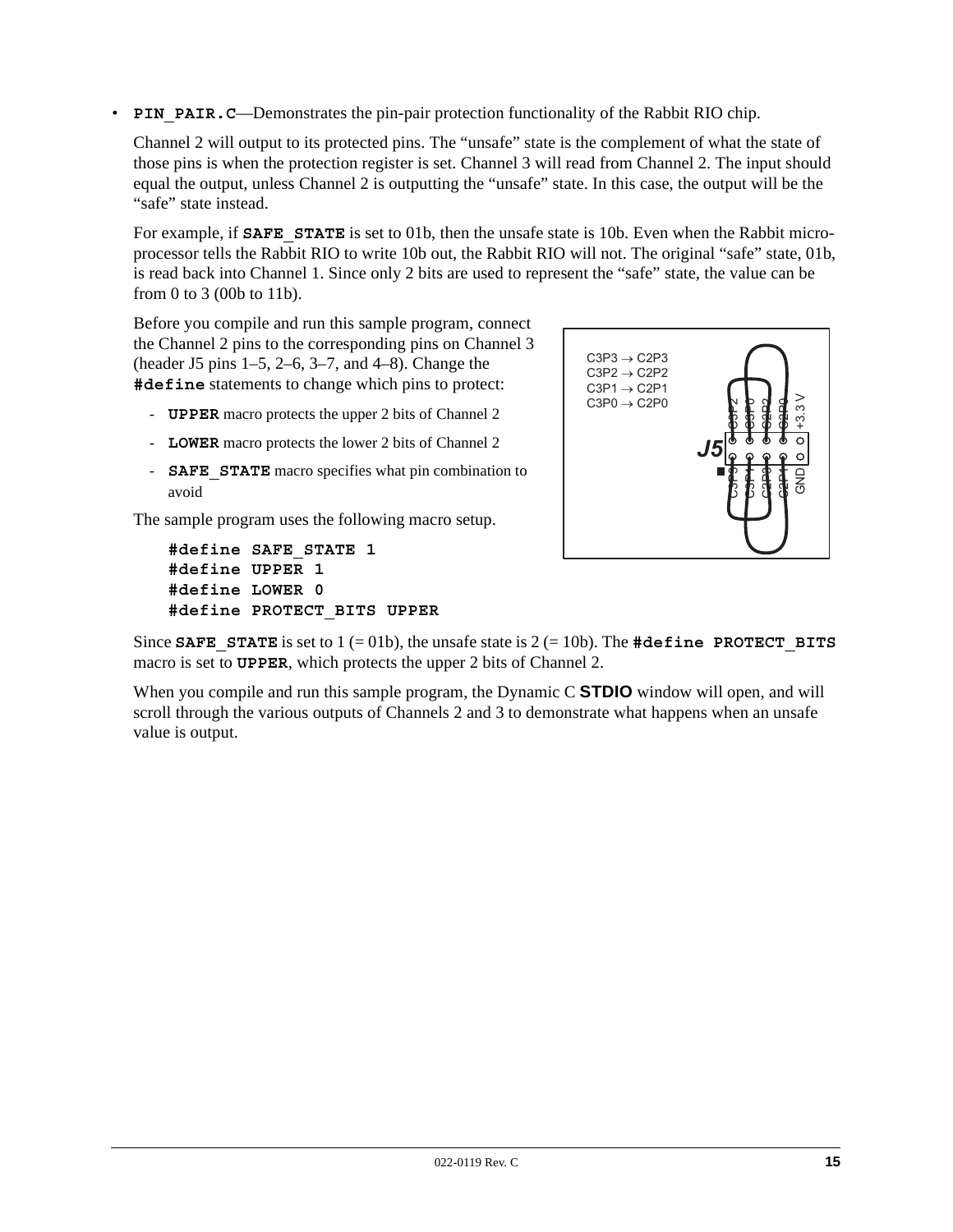- **`PIN_PAIR.C`**—Demonstrates the pin-pair protection functionality of the Rabbit RIO chip.

  Channel 2 will output to its protected pins. The "unsafe" state is the complement of what the state of those pins is when the protection register is set. Channel 3 will read from Channel 2. The input should equal the output, unless Channel 2 is outputting the "unsafe" state. In this case, the output will be the "safe" state instead.

  For example, if **`SAFE_STATE`** is set to 01b, then the unsafe state is 10b. Even when the Rabbit microprocessor tells the Rabbit RIO to write 10b out, the Rabbit RIO will not. The original "safe" state, 01b, is read back into Channel 1. Since only 2 bits are used to represent the "safe" state, the value can be from 0 to 3 (00b to 11b).

  Before you compile and run this sample program, connect the Channel 2 pins to the corresponding pins on Channel 3 (header J5 pins 1–5, 2–6, 3–7, and 4–8). Change the **`#define`** statements to change which pins to protect:

  - **`UPPER`** macro protects the upper 2 bits of Channel 2
  - **`LOWER`** macro protects the lower 2 bits of Channel 2
  - **`SAFE_STATE`** macro specifies what pin combination to avoid

  C3P3 → C2P3
  C3P2 → C2P2
  C3P1 → C2P1
  C3P0 → C2P0

  The sample program uses the following macro setup.

  ```
  #define SAFE_STATE 1
  #define UPPER 1
  #define LOWER 0
  #define PROTECT_BITS UPPER
  ```

  Since **`SAFE_STATE`** is set to 1 (= 01b), the unsafe state is 2 (= 10b). The **`#define PROTECT_BITS`** macro is set to **`UPPER`**, which protects the upper 2 bits of Channel 2.

  When you compile and run this sample program, the Dynamic C **STDIO** window will open, and will scroll through the various outputs of Channels 2 and 3 to demonstrate what happens when an unsafe value is output.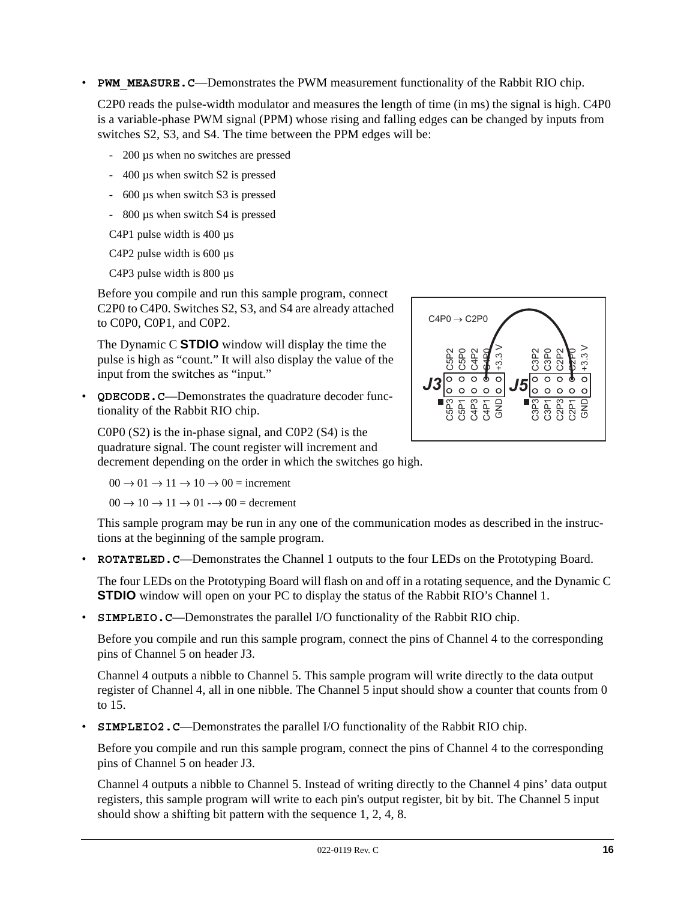- **`PWM_MEASURE.C`**—Demonstrates the PWM measurement functionality of the Rabbit RIO chip.

  C2P0 reads the pulse-width modulator and measures the length of time (in ms) the signal is high. C4P0 is a variable-phase PWM signal (PPM) whose rising and falling edges can be changed by inputs from switches S2, S3, and S4. The time between the PPM edges will be:

  - 200 µs when no switches are pressed
  - 400 µs when switch S2 is pressed
  - 600 µs when switch S3 is pressed
  - 800 µs when switch S4 is pressed

  C4P1 pulse width is 400 µs

  C4P2 pulse width is 600 µs

  C4P3 pulse width is 800 µs

  Before you compile and run this sample program, connect C2P0 to C4P0. Switches S2, S3, and S4 are already attached to C0P0, C0P1, and C0P2.

  The Dynamic C **STDIO** window will display the time the pulse is high as "count." It will also display the value of the input from the switches as "input."

- **`QDECODE.C`**—Demonstrates the quadrature decoder functionality of the Rabbit RIO chip.

  C0P0 (S2) is the in-phase signal, and C0P2 (S4) is the quadrature signal. The count register will increment and decrement depending on the order in which the switches go high.

  00 → 01 → 11 → 10 → 00 = increment

  00 → 10 → 11 → 01 -→ 00 = decrement

  This sample program may be run in any one of the communication modes as described in the instructions at the beginning of the sample program.

- **`ROTATELED.C`**—Demonstrates the Channel 1 outputs to the four LEDs on the Prototyping Board.

  The four LEDs on the Prototyping Board will flash on and off in a rotating sequence, and the Dynamic C **STDIO** window will open on your PC to display the status of the Rabbit RIO's Channel 1.

- **`SIMPLEIO.C`**—Demonstrates the parallel I/O functionality of the Rabbit RIO chip.

  Before you compile and run this sample program, connect the pins of Channel 4 to the corresponding pins of Channel 5 on header J3.

  Channel 4 outputs a nibble to Channel 5. This sample program will write directly to the data output register of Channel 4, all in one nibble. The Channel 5 input should show a counter that counts from 0 to 15.

- **`SIMPLEIO2.C`**—Demonstrates the parallel I/O functionality of the Rabbit RIO chip.

  Before you compile and run this sample program, connect the pins of Channel 4 to the corresponding pins of Channel 5 on header J3.

  Channel 4 outputs a nibble to Channel 5. Instead of writing directly to the Channel 4 pins' data output registers, this sample program will write to each pin's output register, bit by bit. The Channel 5 input should show a shifting bit pattern with the sequence 1, 2, 4, 8.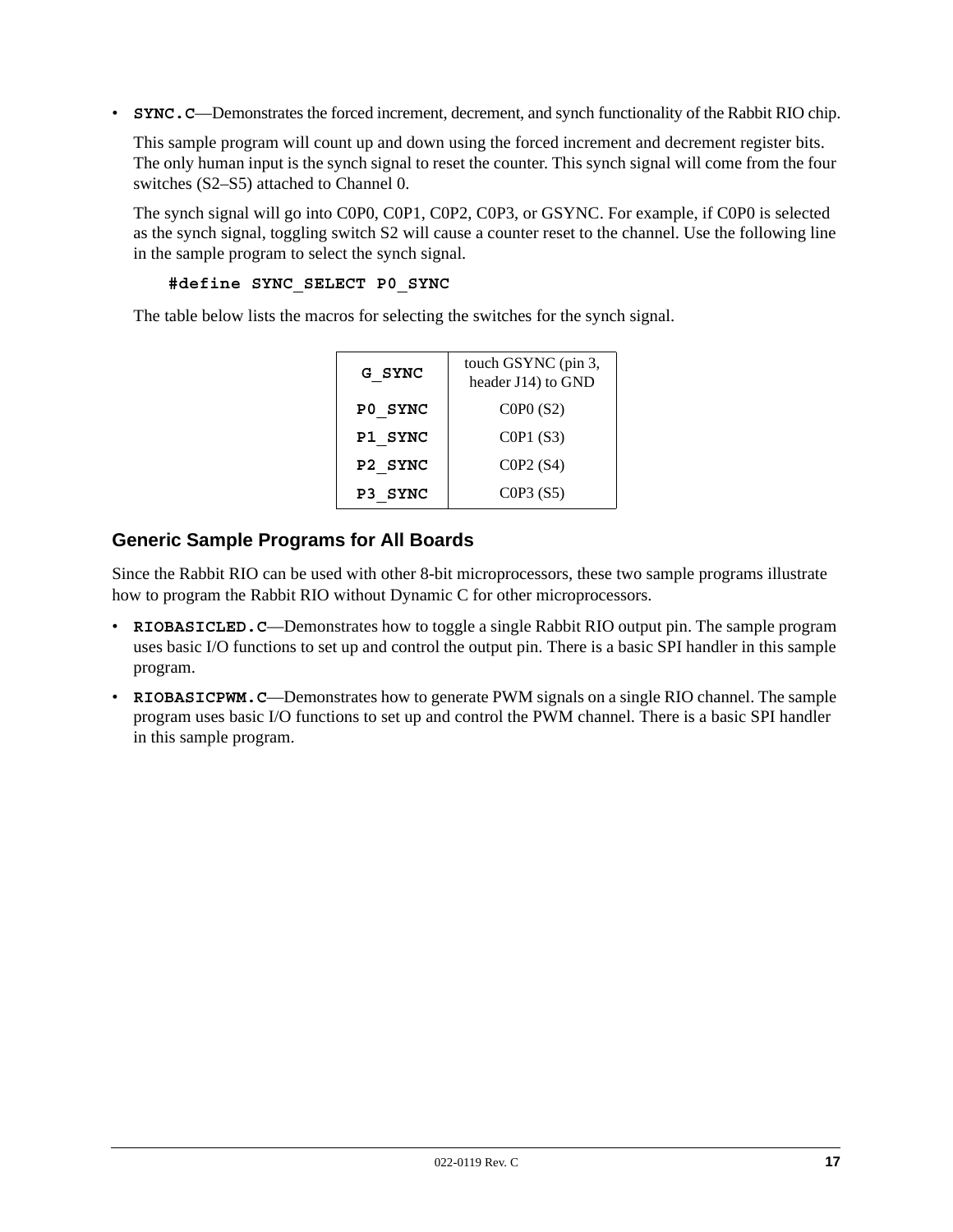- **SYNC.C**—Demonstrates the forced increment, decrement, and synch functionality of the Rabbit RIO chip.

  This sample program will count up and down using the forced increment and decrement register bits. The only human input is the synch signal to reset the counter. This synch signal will come from the four switches (S2–S5) attached to Channel 0.

  The synch signal will go into C0P0, C0P1, C0P2, C0P3, or GSYNC. For example, if C0P0 is selected as the synch signal, toggling switch S2 will cause a counter reset to the channel. Use the following line in the sample program to select the synch signal.

  ```
  #define SYNC_SELECT P0_SYNC
  ```

  The table below lists the macros for selecting the switches for the synch signal.

| | |
|---|---|
| **G_SYNC** | touch GSYNC (pin 3, header J14) to GND |
| **P0_SYNC** | C0P0 (S2) |
| **P1_SYNC** | C0P1 (S3) |
| **P2_SYNC** | C0P2 (S4) |
| **P3_SYNC** | C0P3 (S5) |

## Generic Sample Programs for All Boards

Since the Rabbit RIO can be used with other 8-bit microprocessors, these two sample programs illustrate how to program the Rabbit RIO without Dynamic C for other microprocessors.

- **RIOBASICLED.C**—Demonstrates how to toggle a single Rabbit RIO output pin. The sample program uses basic I/O functions to set up and control the output pin. There is a basic SPI handler in this sample program.
- **RIOBASICPWM.C**—Demonstrates how to generate PWM signals on a single RIO channel. The sample program uses basic I/O functions to set up and control the PWM channel. There is a basic SPI handler in this sample program.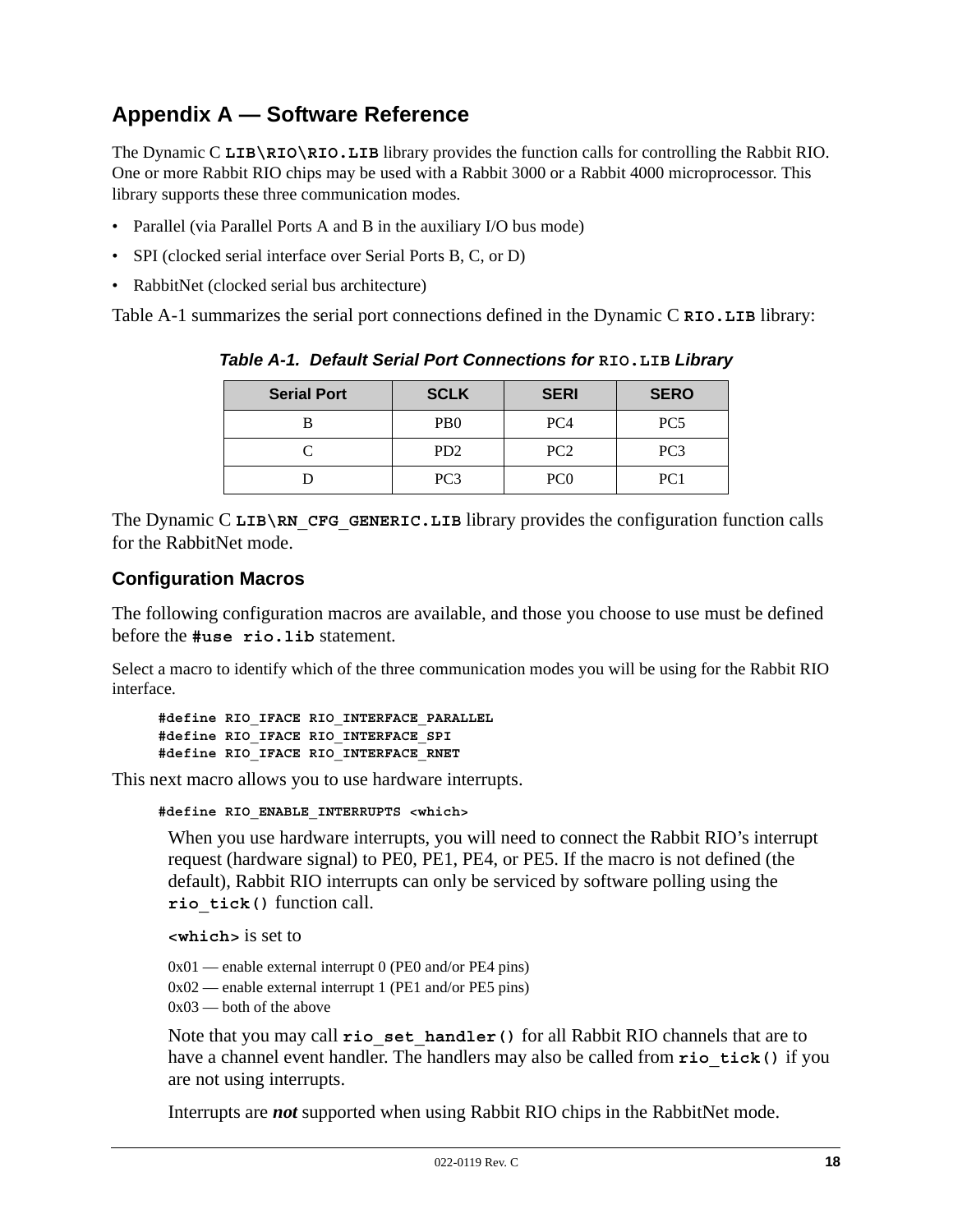# Appendix A — Software Reference

The Dynamic C **LIB\RIO\RIO.LIB** library provides the function calls for controlling the Rabbit RIO. One or more Rabbit RIO chips may be used with a Rabbit 3000 or a Rabbit 4000 microprocessor. This library supports these three communication modes.

- Parallel (via Parallel Ports A and B in the auxiliary I/O bus mode)
- SPI (clocked serial interface over Serial Ports B, C, or D)
- RabbitNet (clocked serial bus architecture)

Table A-1 summarizes the serial port connections defined in the Dynamic C **RIO.LIB** library:

***Table A-1. Default Serial Port Connections for*** `RIO.LIB` ***Library***

| Serial Port | SCLK | SERI | SERO |
|---|---|---|---|
| B | PB0 | PC4 | PC5 |
| C | PD2 | PC2 | PC3 |
| D | PC3 | PC0 | PC1 |

The Dynamic C **LIB\RN_CFG_GENERIC.LIB** library provides the configuration function calls for the RabbitNet mode.

## Configuration Macros

The following configuration macros are available, and those you choose to use must be defined before the **#use rio.lib** statement.

Select a macro to identify which of the three communication modes you will be using for the Rabbit RIO interface.

```
#define RIO_IFACE RIO_INTERFACE_PARALLEL
#define RIO_IFACE RIO_INTERFACE_SPI
#define RIO_IFACE RIO_INTERFACE_RNET
```

This next macro allows you to use hardware interrupts.

```
#define RIO_ENABLE_INTERRUPTS <which>
```

When you use hardware interrupts, you will need to connect the Rabbit RIO's interrupt request (hardware signal) to PE0, PE1, PE4, or PE5. If the macro is not defined (the default), Rabbit RIO interrupts can only be serviced by software polling using the **rio_tick()** function call.

**<which>** is set to

0x01 — enable external interrupt 0 (PE0 and/or PE4 pins)
0x02 — enable external interrupt 1 (PE1 and/or PE5 pins)
0x03 — both of the above

Note that you may call **rio_set_handler()** for all Rabbit RIO channels that are to have a channel event handler. The handlers may also be called from **rio_tick()** if you are not using interrupts.

Interrupts are ***not*** supported when using Rabbit RIO chips in the RabbitNet mode.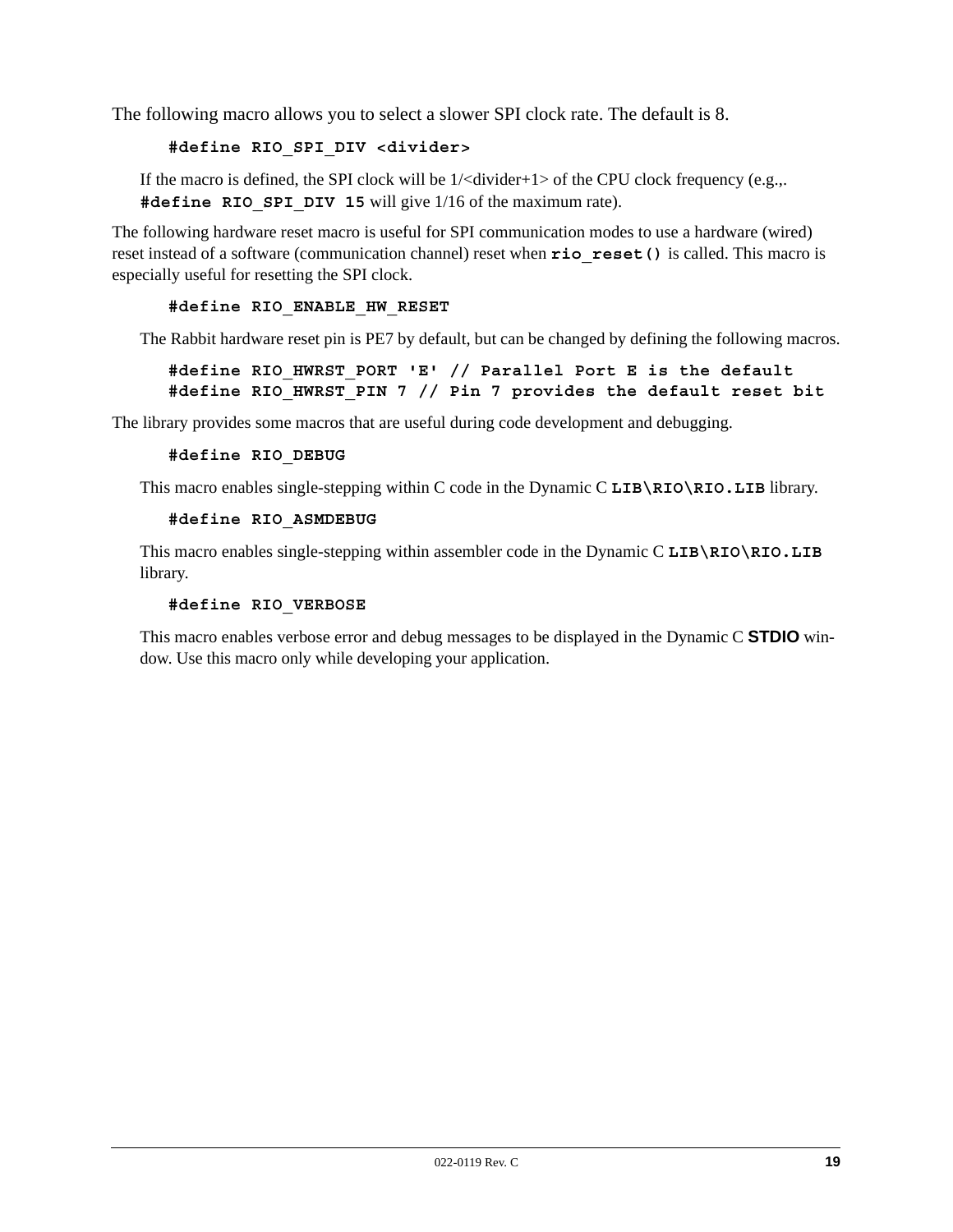The following macro allows you to select a slower SPI clock rate. The default is 8.

```
#define RIO_SPI_DIV <divider>
```

If the macro is defined, the SPI clock will be 1/<divider+1> of the CPU clock frequency (e.g.,. **`#define RIO_SPI_DIV 15`** will give 1/16 of the maximum rate).

The following hardware reset macro is useful for SPI communication modes to use a hardware (wired) reset instead of a software (communication channel) reset when **`rio_reset()`** is called. This macro is especially useful for resetting the SPI clock.

```
#define RIO_ENABLE_HW_RESET
```

The Rabbit hardware reset pin is PE7 by default, but can be changed by defining the following macros.

```
#define RIO_HWRST_PORT 'E' // Parallel Port E is the default
#define RIO_HWRST_PIN 7 // Pin 7 provides the default reset bit
```

The library provides some macros that are useful during code development and debugging.

```
#define RIO_DEBUG
```

This macro enables single-stepping within C code in the Dynamic C **`LIB\RIO\RIO.LIB`** library.

```
#define RIO_ASMDEBUG
```

This macro enables single-stepping within assembler code in the Dynamic C **`LIB\RIO\RIO.LIB`** library.

```
#define RIO_VERBOSE
```

This macro enables verbose error and debug messages to be displayed in the Dynamic C **STDIO** window. Use this macro only while developing your application.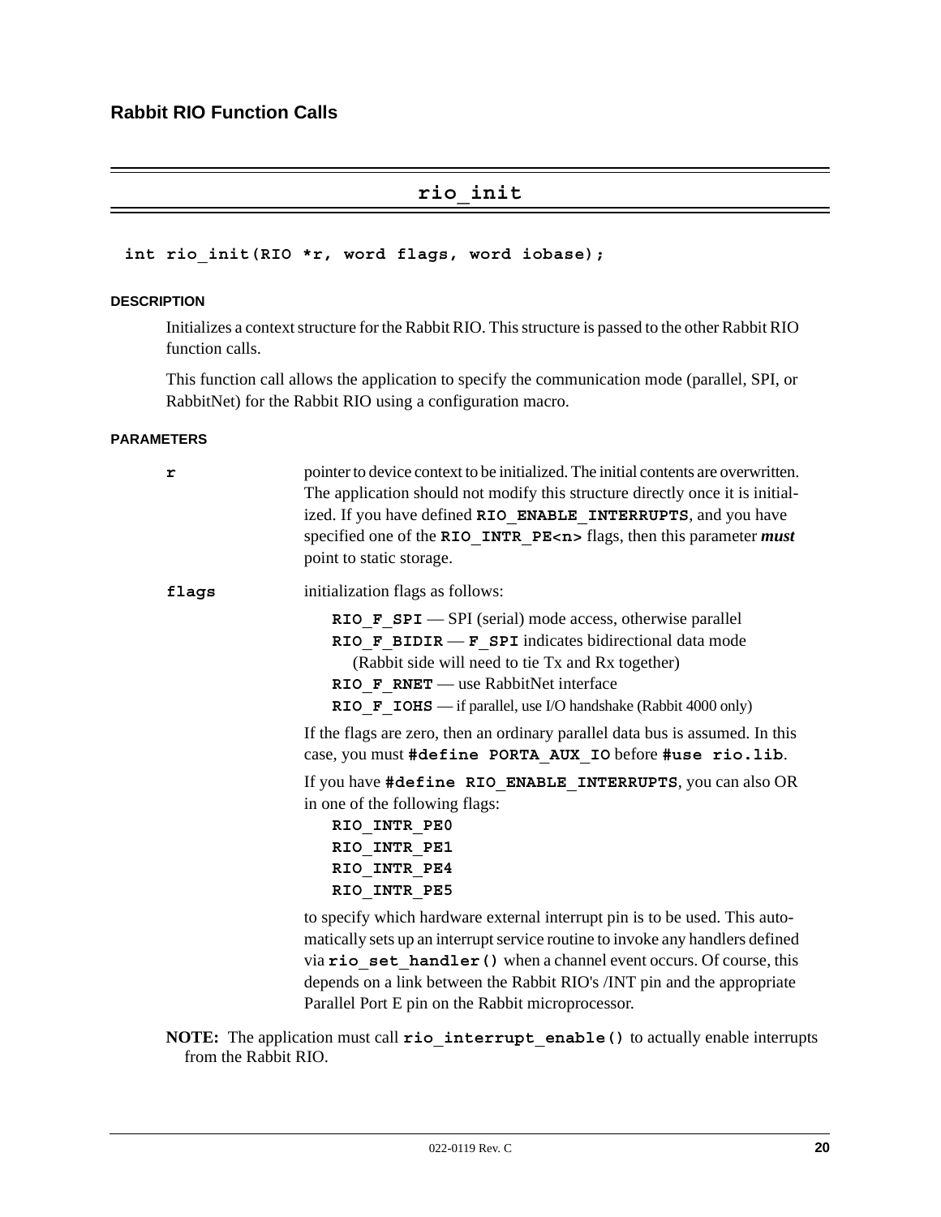## Rabbit RIO Function Calls

---

### rio_init

```
int rio_init(RIO *r, word flags, word iobase);
```

#### DESCRIPTION

Initializes a context structure for the Rabbit RIO. This structure is passed to the other Rabbit RIO function calls.

This function call allows the application to specify the communication mode (parallel, SPI, or RabbitNet) for the Rabbit RIO using a configuration macro.

#### PARAMETERS

**r** — pointer to device context to be initialized. The initial contents are overwritten. The application should not modify this structure directly once it is initialized. If you have defined **RIO_ENABLE_INTERRUPTS**, and you have specified one of the **RIO_INTR_PE<n>** flags, then this parameter ***must*** point to static storage.

**flags** — initialization flags as follows:

- **RIO_F_SPI** — SPI (serial) mode access, otherwise parallel
- **RIO_F_BIDIR** — **F_SPI** indicates bidirectional data mode (Rabbit side will need to tie Tx and Rx together)
- **RIO_F_RNET** — use RabbitNet interface
- **RIO_F_IOHS** — if parallel, use I/O handshake (Rabbit 4000 only)

If the flags are zero, then an ordinary parallel data bus is assumed. In this case, you must **#define PORTA_AUX_IO** before **#use rio.lib**.

If you have **#define RIO_ENABLE_INTERRUPTS**, you can also OR in one of the following flags:

- **RIO_INTR_PE0**
- **RIO_INTR_PE1**
- **RIO_INTR_PE4**
- **RIO_INTR_PE5**

to specify which hardware external interrupt pin is to be used. This automatically sets up an interrupt service routine to invoke any handlers defined via **rio_set_handler()** when a channel event occurs. Of course, this depends on a link between the Rabbit RIO's /INT pin and the appropriate Parallel Port E pin on the Rabbit microprocessor.

**NOTE:** The application must call **rio_interrupt_enable()** to actually enable interrupts from the Rabbit RIO.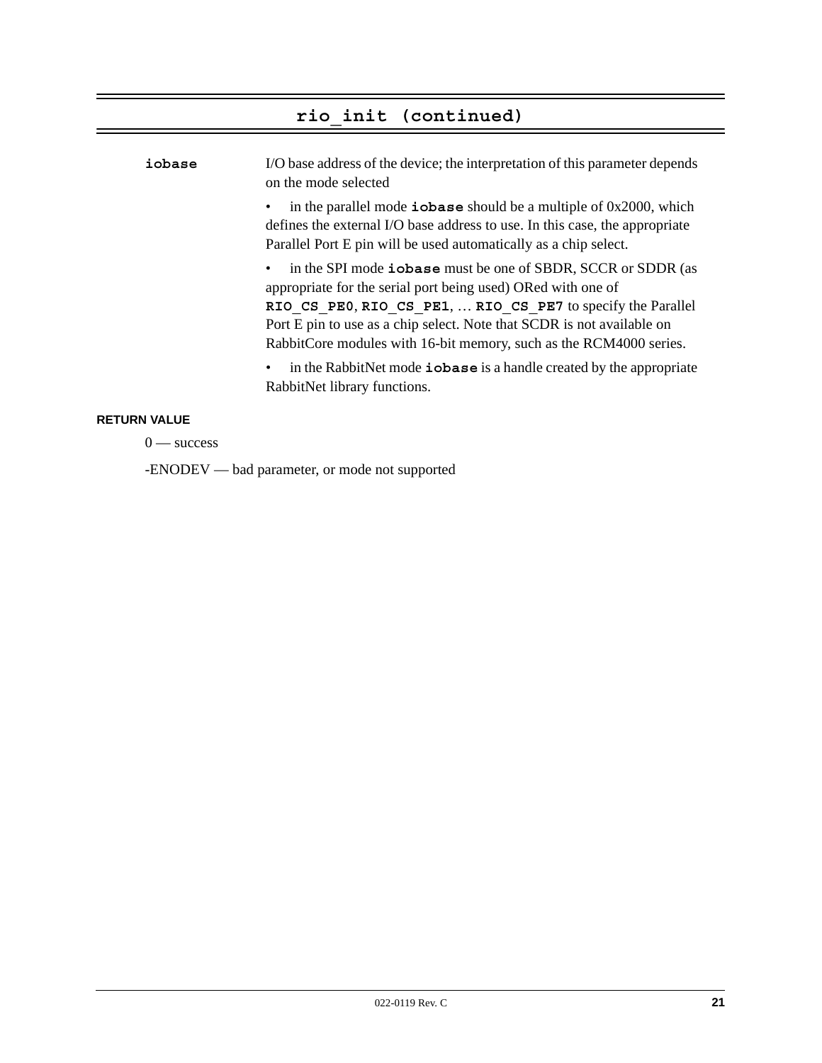## rio_init (continued)

**`iobase`**

I/O base address of the device; the interpretation of this parameter depends on the mode selected

- in the parallel mode **`iobase`** should be a multiple of 0x2000, which defines the external I/O base address to use. In this case, the appropriate Parallel Port E pin will be used automatically as a chip select.
- in the SPI mode **`iobase`** must be one of SBDR, SCCR or SDDR (as appropriate for the serial port being used) ORed with one of **`RIO_CS_PE0`**, **`RIO_CS_PE1`**, … **`RIO_CS_PE7`** to specify the Parallel Port E pin to use as a chip select. Note that SCDR is not available on RabbitCore modules with 16-bit memory, such as the RCM4000 series.
- in the RabbitNet mode **`iobase`** is a handle created by the appropriate RabbitNet library functions.

**RETURN VALUE**

0 — success

-ENODEV — bad parameter, or mode not supported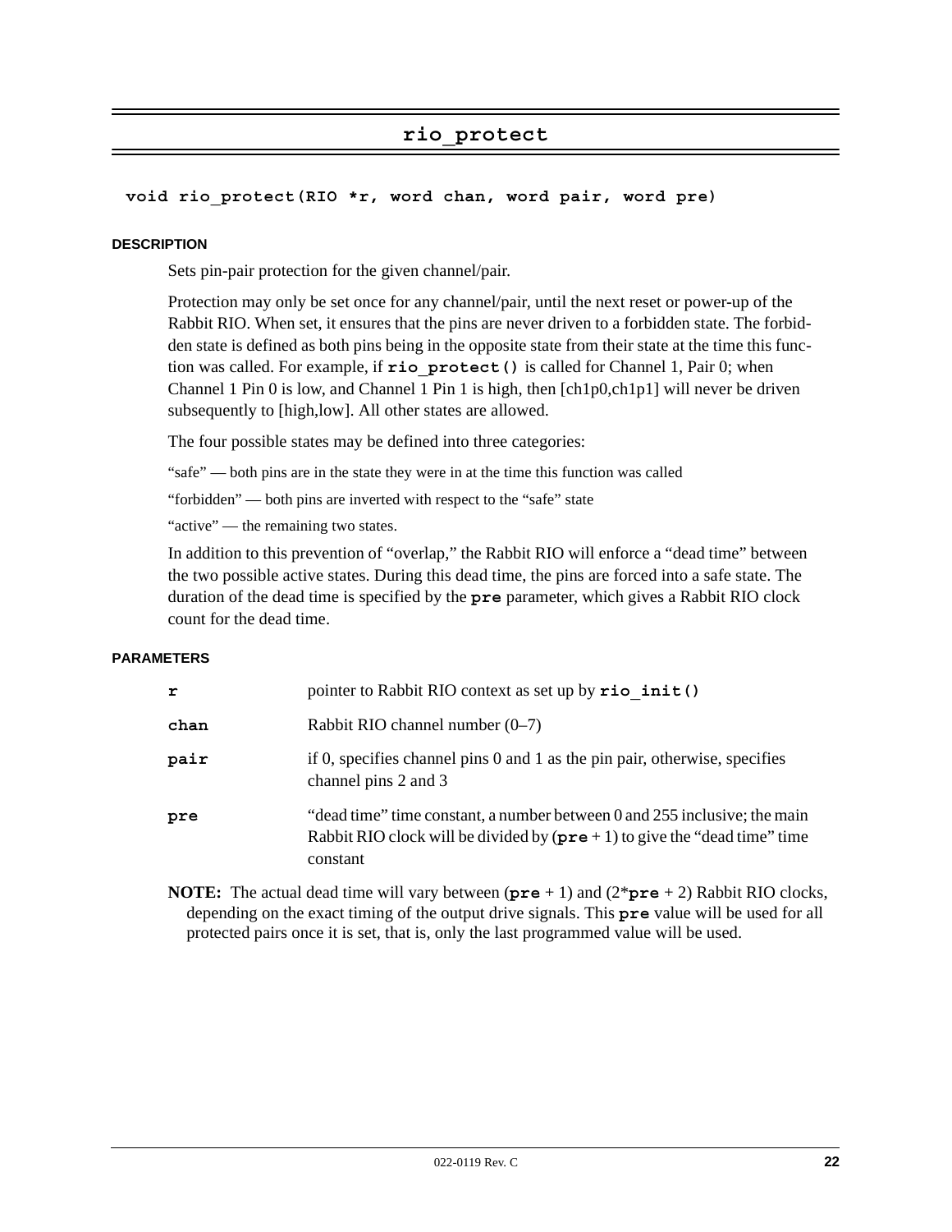## rio_protect

```
void rio_protect(RIO *r, word chan, word pair, word pre)
```

#### DESCRIPTION

Sets pin-pair protection for the given channel/pair.

Protection may only be set once for any channel/pair, until the next reset or power-up of the Rabbit RIO. When set, it ensures that the pins are never driven to a forbidden state. The forbidden state is defined as both pins being in the opposite state from their state at the time this function was called. For example, if **`rio_protect()`** is called for Channel 1, Pair 0; when Channel 1 Pin 0 is low, and Channel 1 Pin 1 is high, then [ch1p0,ch1p1] will never be driven subsequently to [high,low]. All other states are allowed.

The four possible states may be defined into three categories:

"safe" — both pins are in the state they were in at the time this function was called

"forbidden" — both pins are inverted with respect to the "safe" state

"active" — the remaining two states.

In addition to this prevention of "overlap," the Rabbit RIO will enforce a "dead time" between the two possible active states. During this dead time, the pins are forced into a safe state. The duration of the dead time is specified by the **`pre`** parameter, which gives a Rabbit RIO clock count for the dead time.

#### PARAMETERS

| | |
|---|---|
| **`r`** | pointer to Rabbit RIO context as set up by **`rio_init()`** |
| **`chan`** | Rabbit RIO channel number (0–7) |
| **`pair`** | if 0, specifies channel pins 0 and 1 as the pin pair, otherwise, specifies channel pins 2 and 3 |
| **`pre`** | "dead time" time constant, a number between 0 and 255 inclusive; the main Rabbit RIO clock will be divided by (**`pre`** + 1) to give the "dead time" time constant |

**NOTE:** The actual dead time will vary between (**`pre`** + 1) and (2\***`pre`** + 2) Rabbit RIO clocks, depending on the exact timing of the output drive signals. This **`pre`** value will be used for all protected pairs once it is set, that is, only the last programmed value will be used.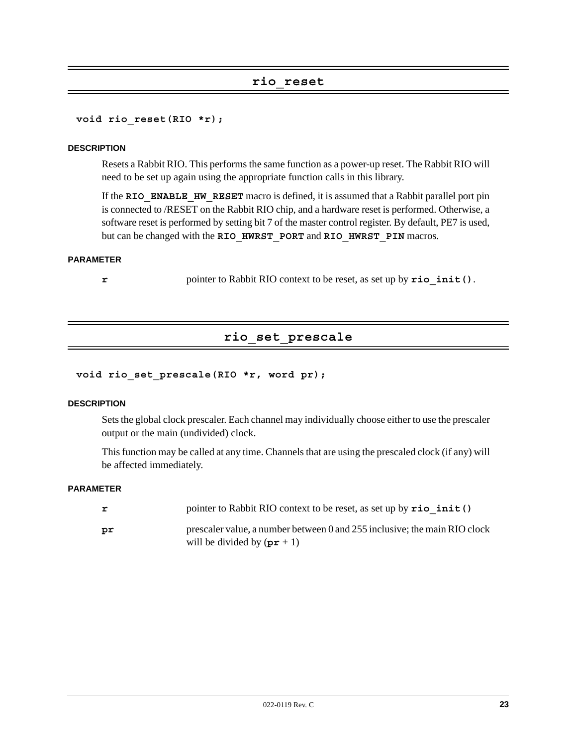## rio_reset

```
void rio_reset(RIO *r);
```

#### DESCRIPTION

Resets a Rabbit RIO. This performs the same function as a power-up reset. The Rabbit RIO will need to be set up again using the appropriate function calls in this library.

If the **RIO_ENABLE_HW_RESET** macro is defined, it is assumed that a Rabbit parallel port pin is connected to /RESET on the Rabbit RIO chip, and a hardware reset is performed. Otherwise, a software reset is performed by setting bit 7 of the master control register. By default, PE7 is used, but can be changed with the **RIO_HWRST_PORT** and **RIO_HWRST_PIN** macros.

#### PARAMETER

| | |
|---|---|
| **r** | pointer to Rabbit RIO context to be reset, as set up by **rio_init()**. |

## rio_set_prescale

```
void rio_set_prescale(RIO *r, word pr);
```

#### DESCRIPTION

Sets the global clock prescaler. Each channel may individually choose either to use the prescaler output or the main (undivided) clock.

This function may be called at any time. Channels that are using the prescaled clock (if any) will be affected immediately.

#### PARAMETER

| | |
|---|---|
| **r** | pointer to Rabbit RIO context to be reset, as set up by **rio_init()** |
| **pr** | prescaler value, a number between 0 and 255 inclusive; the main RIO clock will be divided by (**pr** + 1) |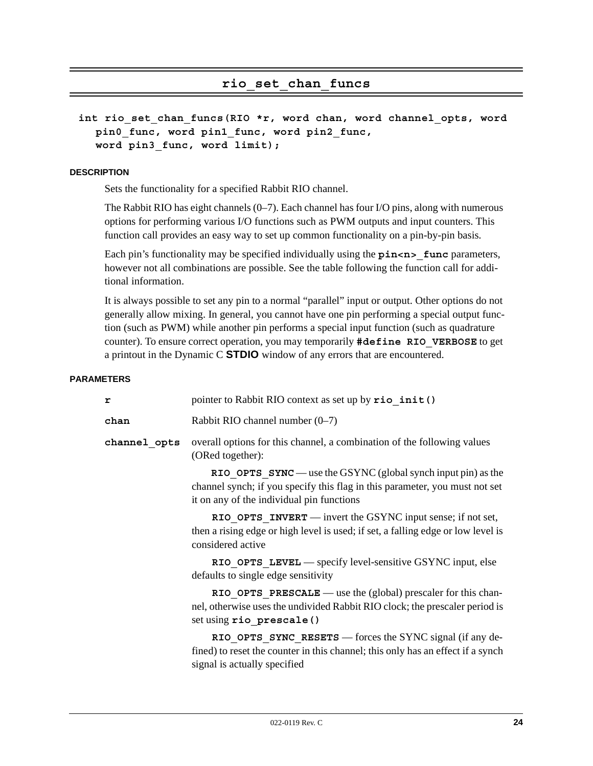## rio_set_chan_funcs

```
int rio_set_chan_funcs(RIO *r, word chan, word channel_opts, word
   pin0_func, word pin1_func, word pin2_func,
   word pin3_func, word limit);
```

#### DESCRIPTION

Sets the functionality for a specified Rabbit RIO channel.

The Rabbit RIO has eight channels (0–7). Each channel has four I/O pins, along with numerous options for performing various I/O functions such as PWM outputs and input counters. This function call provides an easy way to set up common functionality on a pin-by-pin basis.

Each pin's functionality may be specified individually using the **`pin<n>_func`** parameters, however not all combinations are possible. See the table following the function call for additional information.

It is always possible to set any pin to a normal "parallel" input or output. Other options do not generally allow mixing. In general, you cannot have one pin performing a special output function (such as PWM) while another pin performs a special input function (such as quadrature counter). To ensure correct operation, you may temporarily **`#define RIO_VERBOSE`** to get a printout in the Dynamic C **STDIO** window of any errors that are encountered.

#### PARAMETERS

**`r`** pointer to Rabbit RIO context as set up by **`rio_init()`**

**`chan`** Rabbit RIO channel number (0–7)

**`channel_opts`** overall options for this channel, a combination of the following values (ORed together):

**`RIO_OPTS_SYNC`** — use the GSYNC (global synch input pin) as the channel synch; if you specify this flag in this parameter, you must not set it on any of the individual pin functions

**`RIO_OPTS_INVERT`** — invert the GSYNC input sense; if not set, then a rising edge or high level is used; if set, a falling edge or low level is considered active

**`RIO_OPTS_LEVEL`** — specify level-sensitive GSYNC input, else defaults to single edge sensitivity

**`RIO_OPTS_PRESCALE`** — use the (global) prescaler for this channel, otherwise uses the undivided Rabbit RIO clock; the prescaler period is set using **`rio_prescale()`**

**`RIO_OPTS_SYNC_RESETS`** — forces the SYNC signal (if any defined) to reset the counter in this channel; this only has an effect if a synch signal is actually specified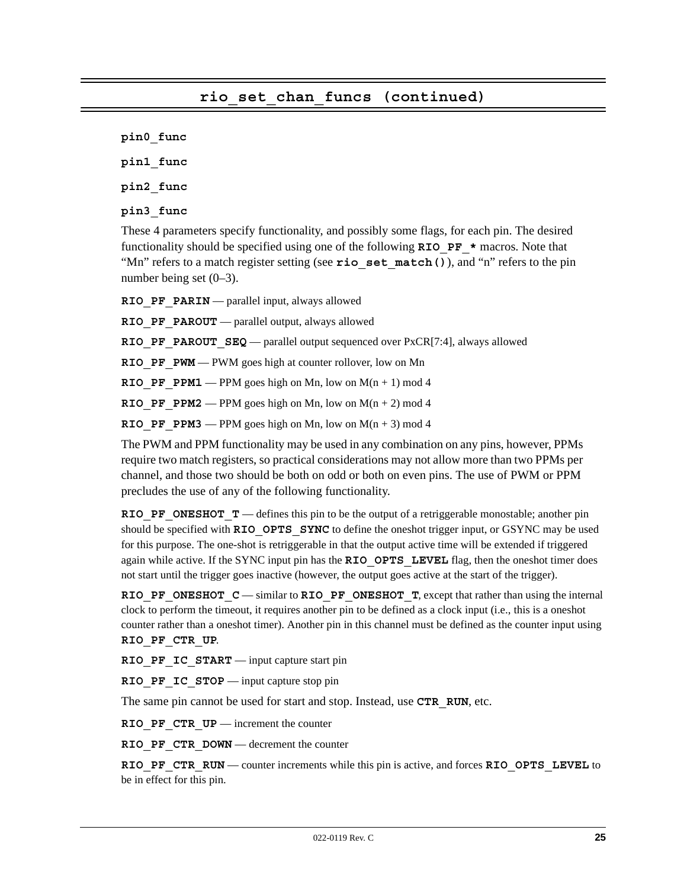## rio_set_chan_funcs (continued)

**pin0_func**

**pin1_func**

**pin2_func**

**pin3_func**

These 4 parameters specify functionality, and possibly some flags, for each pin. The desired functionality should be specified using one of the following **RIO_PF_*** macros. Note that "Mn" refers to a match register setting (see **rio_set_match()**), and "n" refers to the pin number being set (0–3).

**RIO_PF_PARIN** — parallel input, always allowed

**RIO_PF_PAROUT** — parallel output, always allowed

**RIO_PF_PAROUT_SEQ** — parallel output sequenced over PxCR[7:4], always allowed

**RIO_PF_PWM** — PWM goes high at counter rollover, low on Mn

**RIO_PF_PPM1** — PPM goes high on Mn, low on M(n + 1) mod 4

**RIO_PF_PPM2** — PPM goes high on Mn, low on M(n + 2) mod 4

**RIO_PF_PPM3** — PPM goes high on Mn, low on M(n + 3) mod 4

The PWM and PPM functionality may be used in any combination on any pins, however, PPMs require two match registers, so practical considerations may not allow more than two PPMs per channel, and those two should be both on odd or both on even pins. The use of PWM or PPM precludes the use of any of the following functionality.

**RIO_PF_ONESHOT_T** — defines this pin to be the output of a retriggerable monostable; another pin should be specified with **RIO_OPTS_SYNC** to define the oneshot trigger input, or GSYNC may be used for this purpose. The one-shot is retriggerable in that the output active time will be extended if triggered again while active. If the SYNC input pin has the **RIO_OPTS_LEVEL** flag, then the oneshot timer does not start until the trigger goes inactive (however, the output goes active at the start of the trigger).

**RIO_PF_ONESHOT_C** — similar to **RIO_PF_ONESHOT_T**, except that rather than using the internal clock to perform the timeout, it requires another pin to be defined as a clock input (i.e., this is a oneshot counter rather than a oneshot timer). Another pin in this channel must be defined as the counter input using **RIO_PF_CTR_UP**.

**RIO_PF_IC_START** — input capture start pin

**RIO_PF_IC_STOP** — input capture stop pin

The same pin cannot be used for start and stop. Instead, use **CTR_RUN**, etc.

**RIO_PF_CTR_UP** — increment the counter

**RIO_PF_CTR_DOWN** — decrement the counter

**RIO_PF_CTR_RUN** — counter increments while this pin is active, and forces **RIO_OPTS_LEVEL** to be in effect for this pin.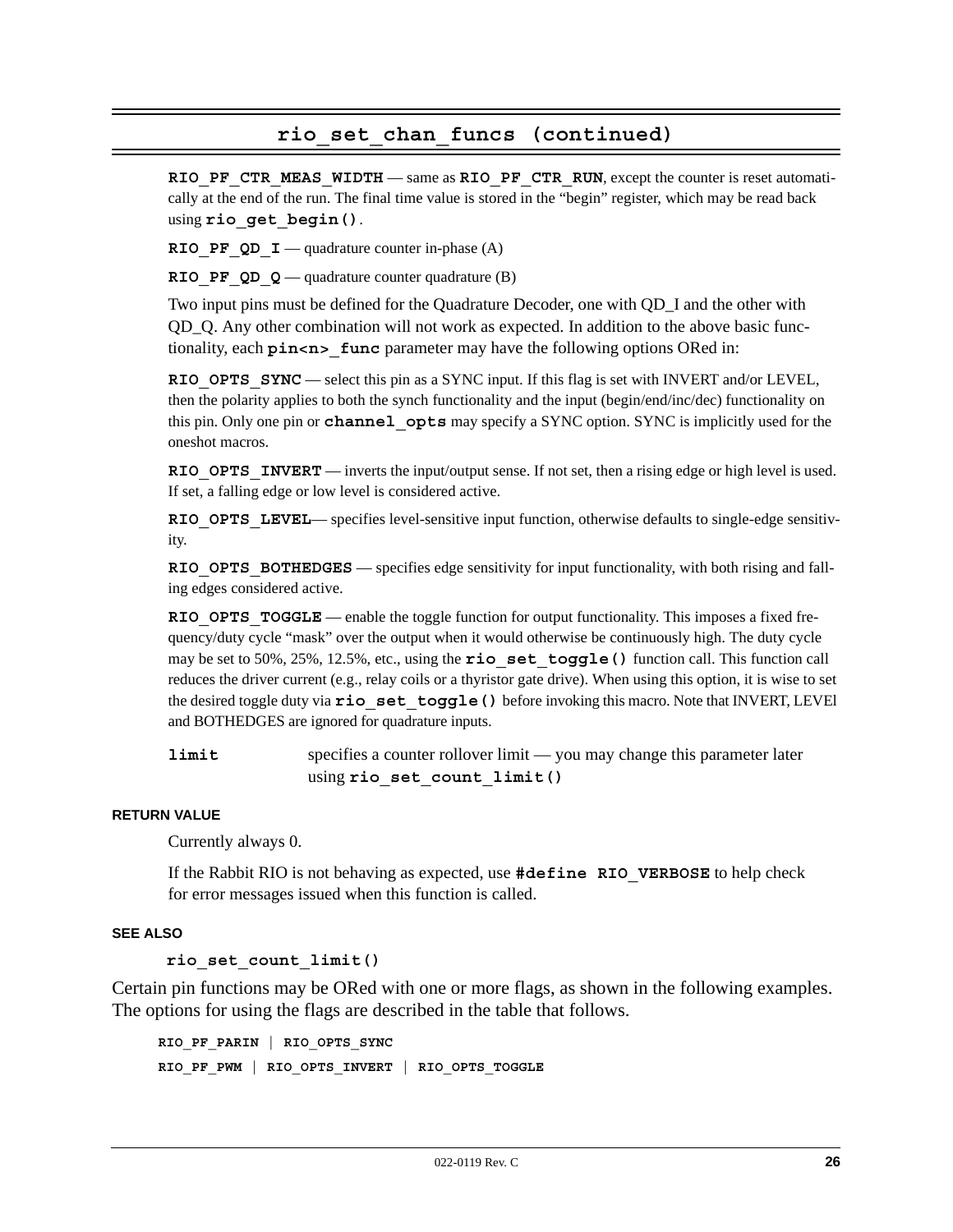## rio_set_chan_funcs (continued)

**RIO_PF_CTR_MEAS_WIDTH** — same as **RIO_PF_CTR_RUN**, except the counter is reset automatically at the end of the run. The final time value is stored in the "begin" register, which may be read back using **rio_get_begin()**.

**RIO_PF_QD_I** — quadrature counter in-phase (A)

**RIO_PF_QD_Q** — quadrature counter quadrature (B)

Two input pins must be defined for the Quadrature Decoder, one with QD_I and the other with QD_Q. Any other combination will not work as expected. In addition to the above basic functionality, each **pin<n>_func** parameter may have the following options ORed in:

**RIO_OPTS_SYNC** — select this pin as a SYNC input. If this flag is set with INVERT and/or LEVEL, then the polarity applies to both the synch functionality and the input (begin/end/inc/dec) functionality on this pin. Only one pin or **channel_opts** may specify a SYNC option. SYNC is implicitly used for the oneshot macros.

**RIO_OPTS_INVERT** — inverts the input/output sense. If not set, then a rising edge or high level is used. If set, a falling edge or low level is considered active.

**RIO_OPTS_LEVEL**— specifies level-sensitive input function, otherwise defaults to single-edge sensitivity.

**RIO_OPTS_BOTHEDGES** — specifies edge sensitivity for input functionality, with both rising and falling edges considered active.

**RIO_OPTS_TOGGLE** — enable the toggle function for output functionality. This imposes a fixed frequency/duty cycle "mask" over the output when it would otherwise be continuously high. The duty cycle may be set to 50%, 25%, 12.5%, etc., using the **rio_set_toggle()** function call. This function call reduces the driver current (e.g., relay coils or a thyristor gate drive). When using this option, it is wise to set the desired toggle duty via **rio_set_toggle()** before invoking this macro. Note that INVERT, LEVEl and BOTHEDGES are ignored for quadrature inputs.

**limit** specifies a counter rollover limit — you may change this parameter later using **rio_set_count_limit()**

#### RETURN VALUE

Currently always 0.

If the Rabbit RIO is not behaving as expected, use **#define RIO_VERBOSE** to help check for error messages issued when this function is called.

#### SEE ALSO

**rio_set_count_limit()**

Certain pin functions may be ORed with one or more flags, as shown in the following examples. The options for using the flags are described in the table that follows.

```
RIO_PF_PARIN | RIO_OPTS_SYNC
RIO_PF_PWM | RIO_OPTS_INVERT | RIO_OPTS_TOGGLE
```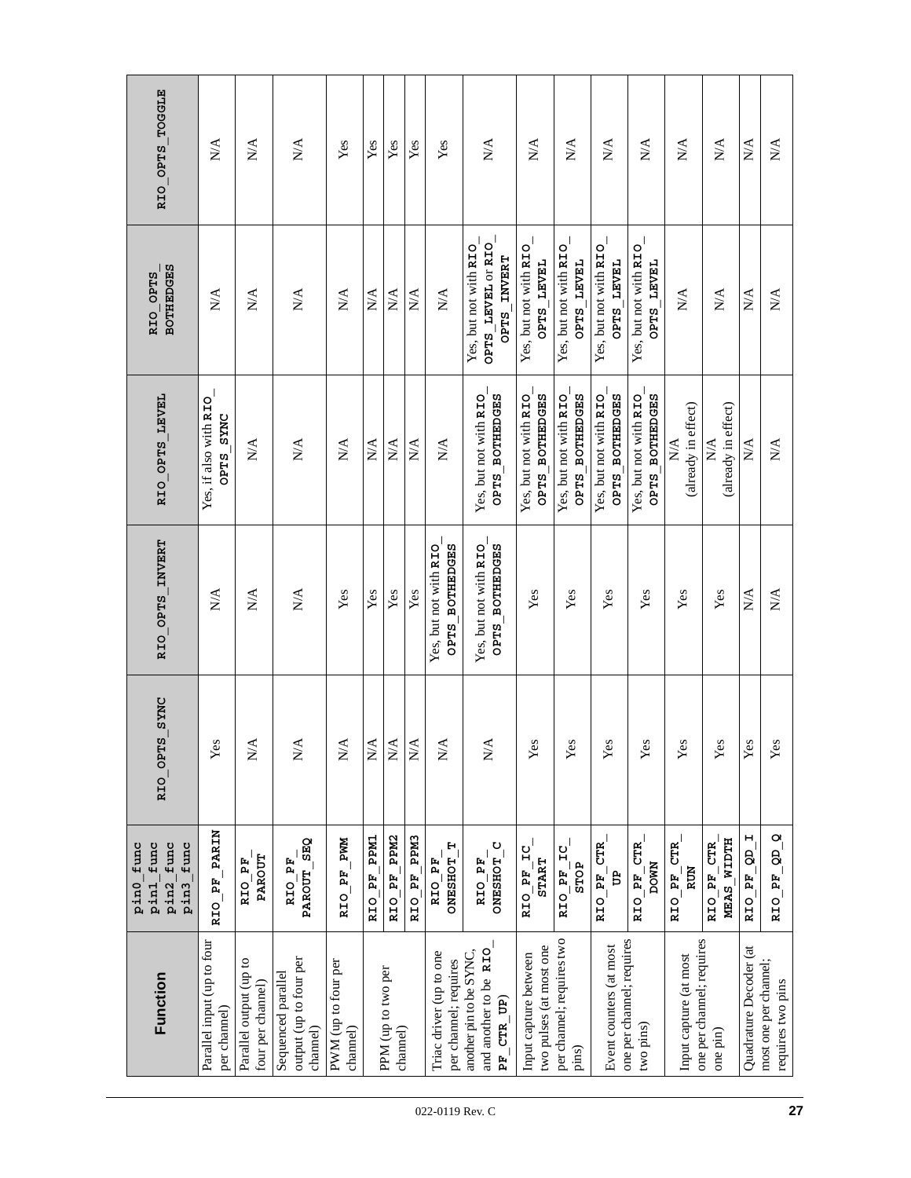| Function | pin0_func pin1_func pin2_func pin3_func | RIO_OPTS_SYNC | RIO_OPTS_INVERT | RIO_OPTS_LEVEL | RIO_OPTS_BOTHEDGES | RIO_OPTS_TOGGLE |
|---|---|---|---|---|---|---|
| Parallel input (up to four per channel) | RIO_PF_PARIN | Yes | N/A | Yes, if also with RIO_OPTS_SYNC | N/A | N/A |
| Parallel output (up to four per channel) | RIO_PF_PAROUT | N/A | N/A | N/A | N/A | N/A |
| Sequenced parallel output (up to four per channel) | RIO_PF_PAROUT_SEQ | N/A | N/A | N/A | N/A | N/A |
| PWM (up to four per channel) | RIO_PF_PWM | N/A | Yes | N/A | N/A | Yes |
| PPM (up to two per channel) | RIO_PF_PPM1 | N/A | Yes | N/A | N/A | Yes |
| | RIO_PF_PPM2 | N/A | Yes | N/A | N/A | Yes |
| | RIO_PF_PPM3 | N/A | Yes | N/A | N/A | Yes |
| Triac driver (up to one per channel; requires another pin to be SYNC, and another to be RIO_PF_CTR_UP) | RIO_PF_ONESHOT_T | N/A | Yes, but not with RIO_OPTS_BOTHEDGES | N/A | N/A | Yes |
| | RIO_PF_ONESHOT_C | N/A | Yes, but not with RIO_OPTS_BOTHEDGES | Yes, but not with RIO_OPTS_BOTHEDGES | Yes, but not with RIO_OPTS_LEVEL or RIO_OPTS_INVERT | N/A |
| Input capture between two pulses (at most one per channel; requires two pins) | RIO_PF_IC_START | Yes | Yes | Yes, but not with RIO_OPTS_BOTHEDGES | Yes, but not with RIO_OPTS_LEVEL | N/A |
| | RIO_PF_IC_STOP | Yes | Yes | Yes, but not with RIO_OPTS_BOTHEDGES | Yes, but not with RIO_OPTS_LEVEL | N/A |
| Event counters (at most one per channel; requires two pins) | RIO_PF_CTR_UP | Yes | Yes | Yes, but not with RIO_OPTS_BOTHEDGES | Yes, but not with RIO_OPTS_LEVEL | N/A |
| | RIO_PF_CTR_DOWN | Yes | Yes | Yes, but not with RIO_OPTS_BOTHEDGES | Yes, but not with RIO_OPTS_LEVEL | N/A |
| Input capture (at most one per channel; requires one pin) | RIO_PF_CTR_RUN | Yes | Yes | N/A (already in effect) | N/A | N/A |
| | RIO_PF_CTR_MEAS_WIDTH | Yes | Yes | N/A (already in effect) | N/A | N/A |
| Quadrature Decoder (at most one per channel; requires two pins | RIO_PF_QD_I | Yes | N/A | N/A | N/A | N/A |
| | RIO_PF_QD_Q | Yes | N/A | N/A | N/A | N/A |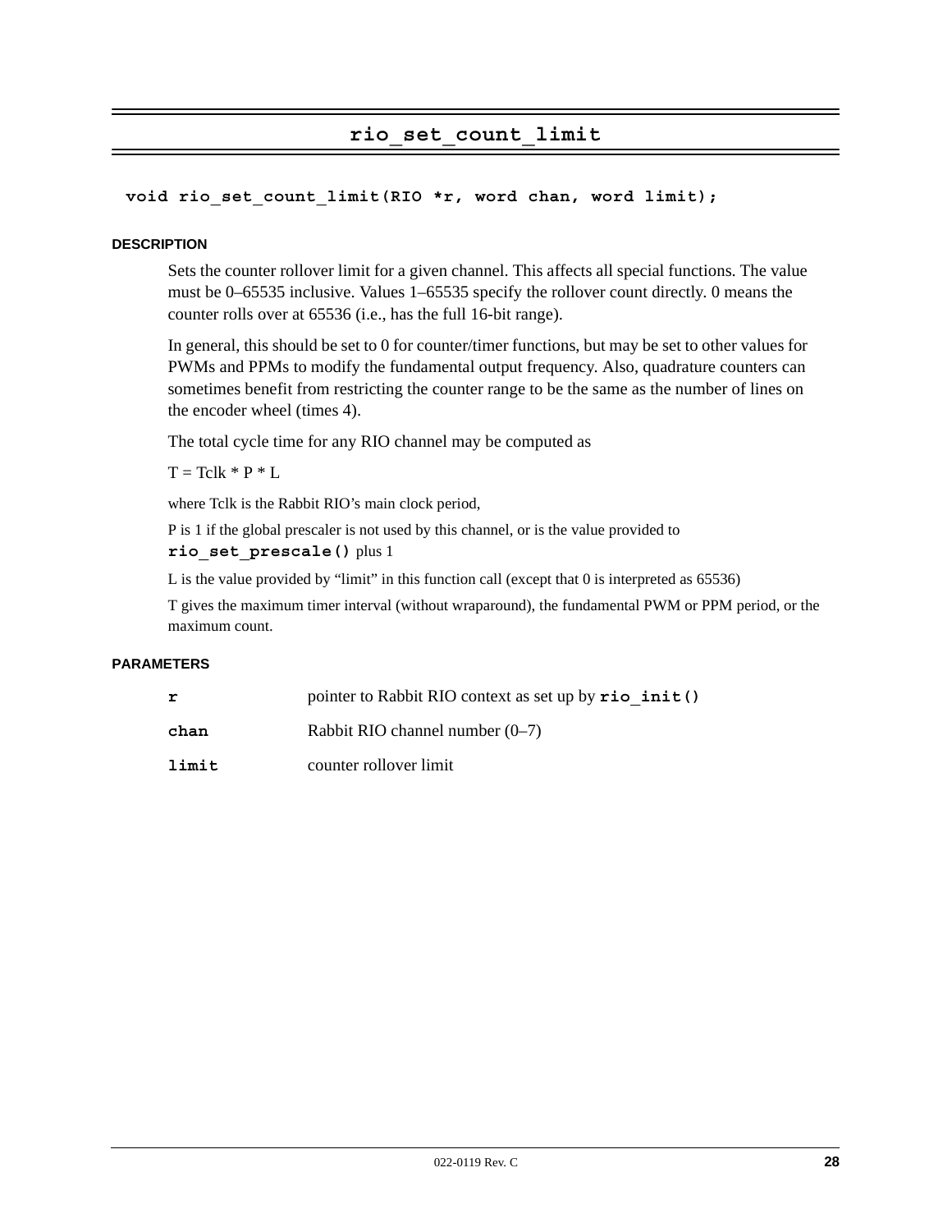# rio_set_count_limit

```
void rio_set_count_limit(RIO *r, word chan, word limit);
```

#### DESCRIPTION

Sets the counter rollover limit for a given channel. This affects all special functions. The value must be 0–65535 inclusive. Values 1–65535 specify the rollover count directly. 0 means the counter rolls over at 65536 (i.e., has the full 16-bit range).

In general, this should be set to 0 for counter/timer functions, but may be set to other values for PWMs and PPMs to modify the fundamental output frequency. Also, quadrature counters can sometimes benefit from restricting the counter range to be the same as the number of lines on the encoder wheel (times 4).

The total cycle time for any RIO channel may be computed as

$T = Tclk * P * L$

where Tclk is the Rabbit RIO's main clock period,

P is 1 if the global prescaler is not used by this channel, or is the value provided to **`rio_set_prescale()`** plus 1

L is the value provided by "limit" in this function call (except that 0 is interpreted as 65536)

T gives the maximum timer interval (without wraparound), the fundamental PWM or PPM period, or the maximum count.

#### PARAMETERS

| | |
|---|---|
| **`r`** | pointer to Rabbit RIO context as set up by **`rio_init()`** |
| **`chan`** | Rabbit RIO channel number (0–7) |
| **`limit`** | counter rollover limit |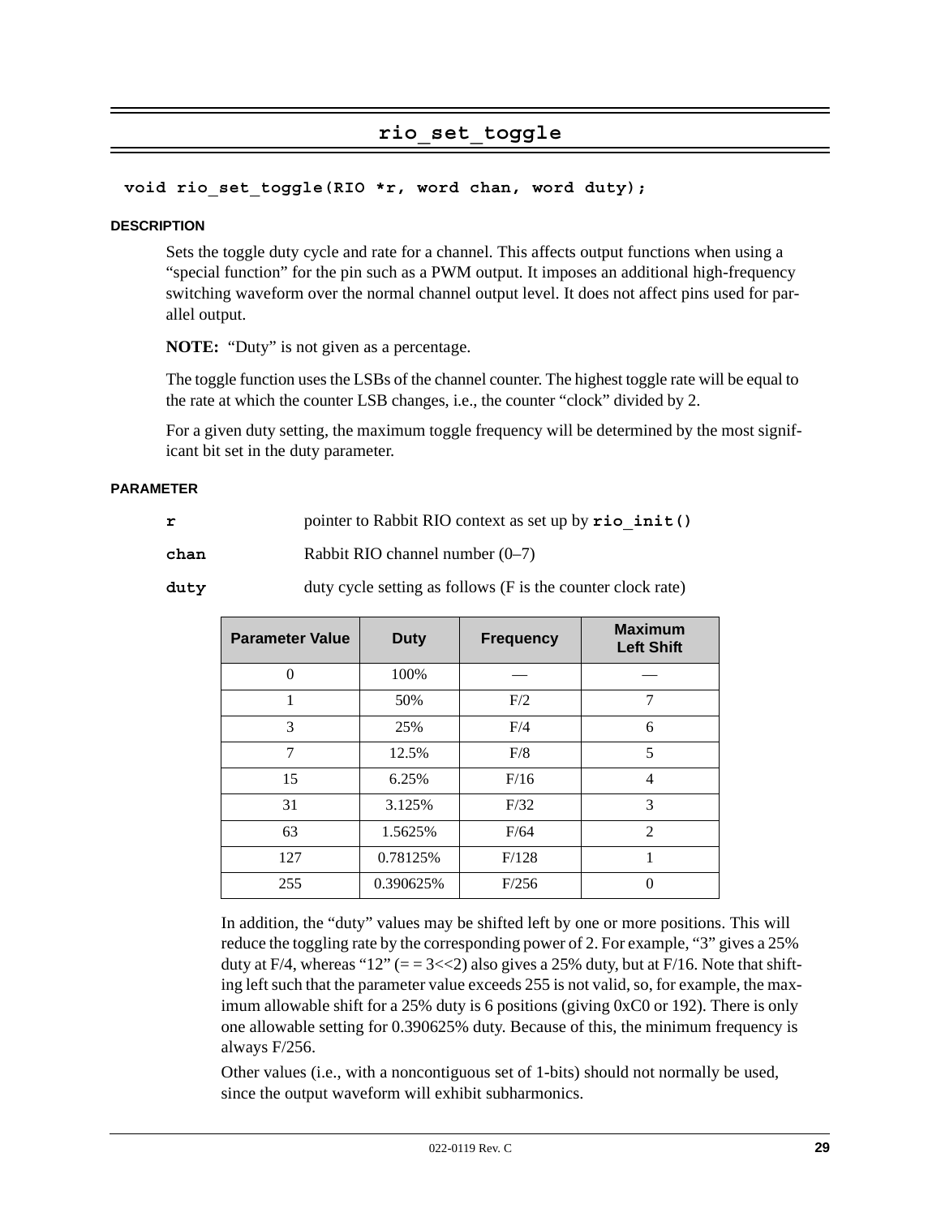## rio_set_toggle

```
void rio_set_toggle(RIO *r, word chan, word duty);
```

#### DESCRIPTION

Sets the toggle duty cycle and rate for a channel. This affects output functions when using a “special function” for the pin such as a PWM output. It imposes an additional high-frequency switching waveform over the normal channel output level. It does not affect pins used for parallel output.

**NOTE:** “Duty” is not given as a percentage.

The toggle function uses the LSBs of the channel counter. The highest toggle rate will be equal to the rate at which the counter LSB changes, i.e., the counter “clock” divided by 2.

For a given duty setting, the maximum toggle frequency will be determined by the most significant bit set in the duty parameter.

#### PARAMETER

**r** pointer to Rabbit RIO context as set up by **rio_init()**

**chan** Rabbit RIO channel number (0–7)

**duty** duty cycle setting as follows (F is the counter clock rate)

| Parameter Value | Duty | Frequency | Maximum Left Shift |
|---|---|---|---|
| 0 | 100% | — | — |
| 1 | 50% | F/2 | 7 |
| 3 | 25% | F/4 | 6 |
| 7 | 12.5% | F/8 | 5 |
| 15 | 6.25% | F/16 | 4 |
| 31 | 3.125% | F/32 | 3 |
| 63 | 1.5625% | F/64 | 2 |
| 127 | 0.78125% | F/128 | 1 |
| 255 | 0.390625% | F/256 | 0 |

In addition, the “duty” values may be shifted left by one or more positions. This will reduce the toggling rate by the corresponding power of 2. For example, “3” gives a 25% duty at F/4, whereas “12” (= = 3<<2) also gives a 25% duty, but at F/16. Note that shifting left such that the parameter value exceeds 255 is not valid, so, for example, the maximum allowable shift for a 25% duty is 6 positions (giving 0xC0 or 192). There is only one allowable setting for 0.390625% duty. Because of this, the minimum frequency is always F/256.

Other values (i.e., with a noncontiguous set of 1-bits) should not normally be used, since the output waveform will exhibit subharmonics.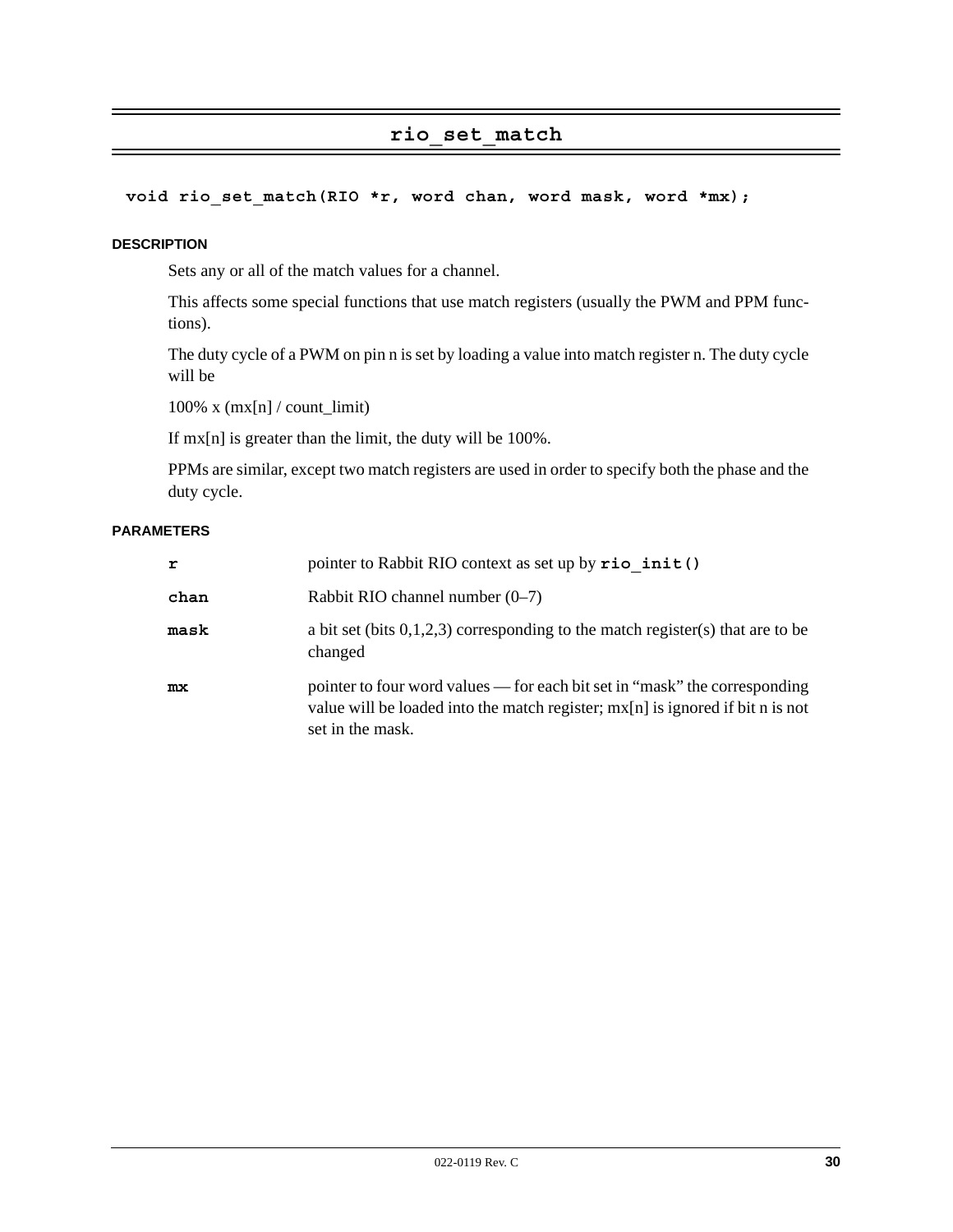## rio_set_match

```
void rio_set_match(RIO *r, word chan, word mask, word *mx);
```

#### DESCRIPTION

Sets any or all of the match values for a channel.

This affects some special functions that use match registers (usually the PWM and PPM functions).

The duty cycle of a PWM on pin n is set by loading a value into match register n. The duty cycle will be

100% x (mx[n] / count_limit)

If mx[n] is greater than the limit, the duty will be 100%.

PPMs are similar, except two match registers are used in order to specify both the phase and the duty cycle.

#### PARAMETERS

| | |
|---|---|
| **r** | pointer to Rabbit RIO context as set up by **rio_init()** |
| **chan** | Rabbit RIO channel number (0–7) |
| **mask** | a bit set (bits 0,1,2,3) corresponding to the match register(s) that are to be changed |
| **mx** | pointer to four word values — for each bit set in “mask” the corresponding value will be loaded into the match register; mx[n] is ignored if bit n is not set in the mask. |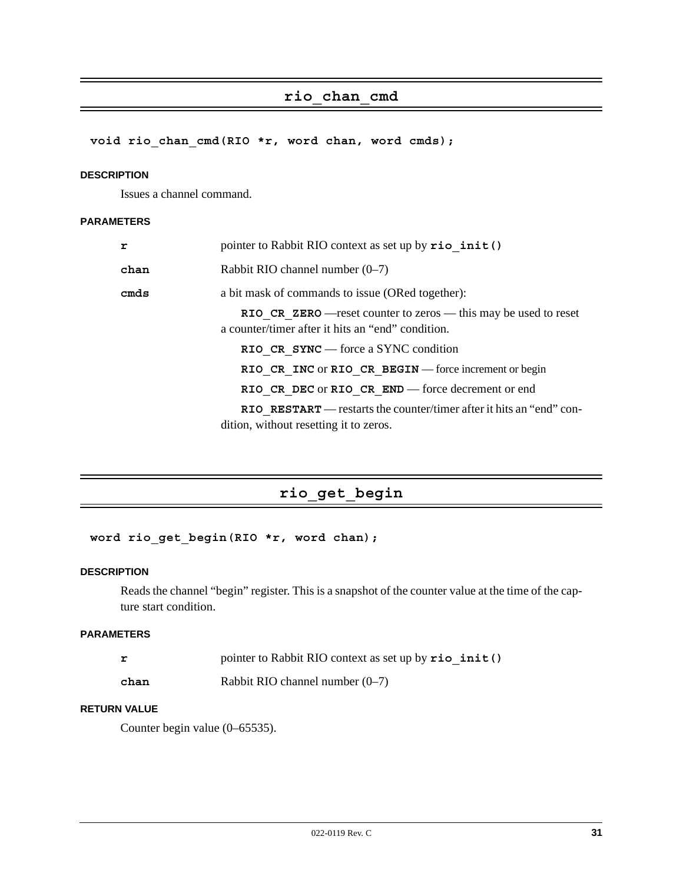## rio_chan_cmd

```
void rio_chan_cmd(RIO *r, word chan, word cmds);
```

#### DESCRIPTION

Issues a channel command.

#### PARAMETERS

| | |
|---|---|
| **r** | pointer to Rabbit RIO context as set up by **rio_init()** |
| **chan** | Rabbit RIO channel number (0–7) |
| **cmds** | a bit mask of commands to issue (ORed together):<br>**RIO_CR_ZERO** —reset counter to zeros — this may be used to reset a counter/timer after it hits an “end” condition.<br>**RIO_CR_SYNC** — force a SYNC condition<br>**RIO_CR_INC** or **RIO_CR_BEGIN** — force increment or begin<br>**RIO_CR_DEC** or **RIO_CR_END** — force decrement or end<br>**RIO_RESTART** — restarts the counter/timer after it hits an “end” condition, without resetting it to zeros. |

## rio_get_begin

```
word rio_get_begin(RIO *r, word chan);
```

#### DESCRIPTION

Reads the channel “begin” register. This is a snapshot of the counter value at the time of the capture start condition.

#### PARAMETERS

| | |
|---|---|
| **r** | pointer to Rabbit RIO context as set up by **rio_init()** |
| **chan** | Rabbit RIO channel number (0–7) |

#### RETURN VALUE

Counter begin value (0–65535).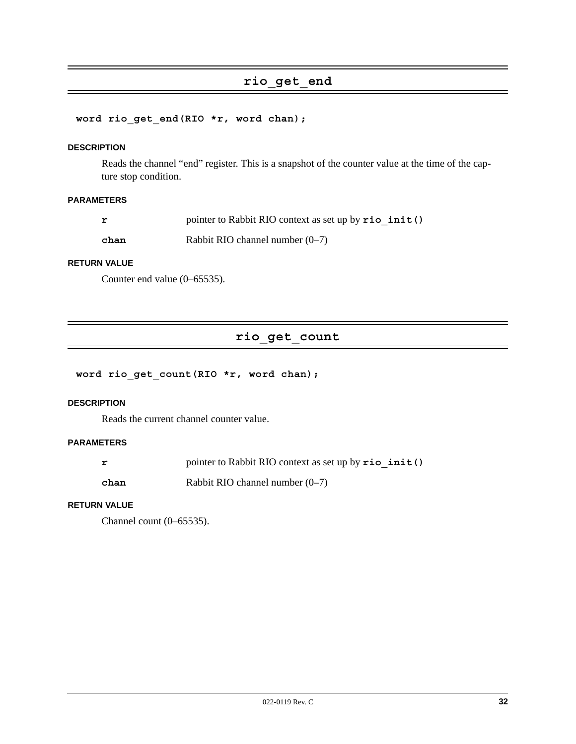## rio_get_end

```
word rio_get_end(RIO *r, word chan);
```

#### DESCRIPTION

Reads the channel “end” register. This is a snapshot of the counter value at the time of the capture stop condition.

#### PARAMETERS

| | |
|---|---|
| **r** | pointer to Rabbit RIO context as set up by **rio_init()** |
| **chan** | Rabbit RIO channel number (0–7) |

#### RETURN VALUE

Counter end value (0–65535).

## rio_get_count

```
word rio_get_count(RIO *r, word chan);
```

#### DESCRIPTION

Reads the current channel counter value.

#### PARAMETERS

| | |
|---|---|
| **r** | pointer to Rabbit RIO context as set up by **rio_init()** |
| **chan** | Rabbit RIO channel number (0–7) |

#### RETURN VALUE

Channel count (0–65535).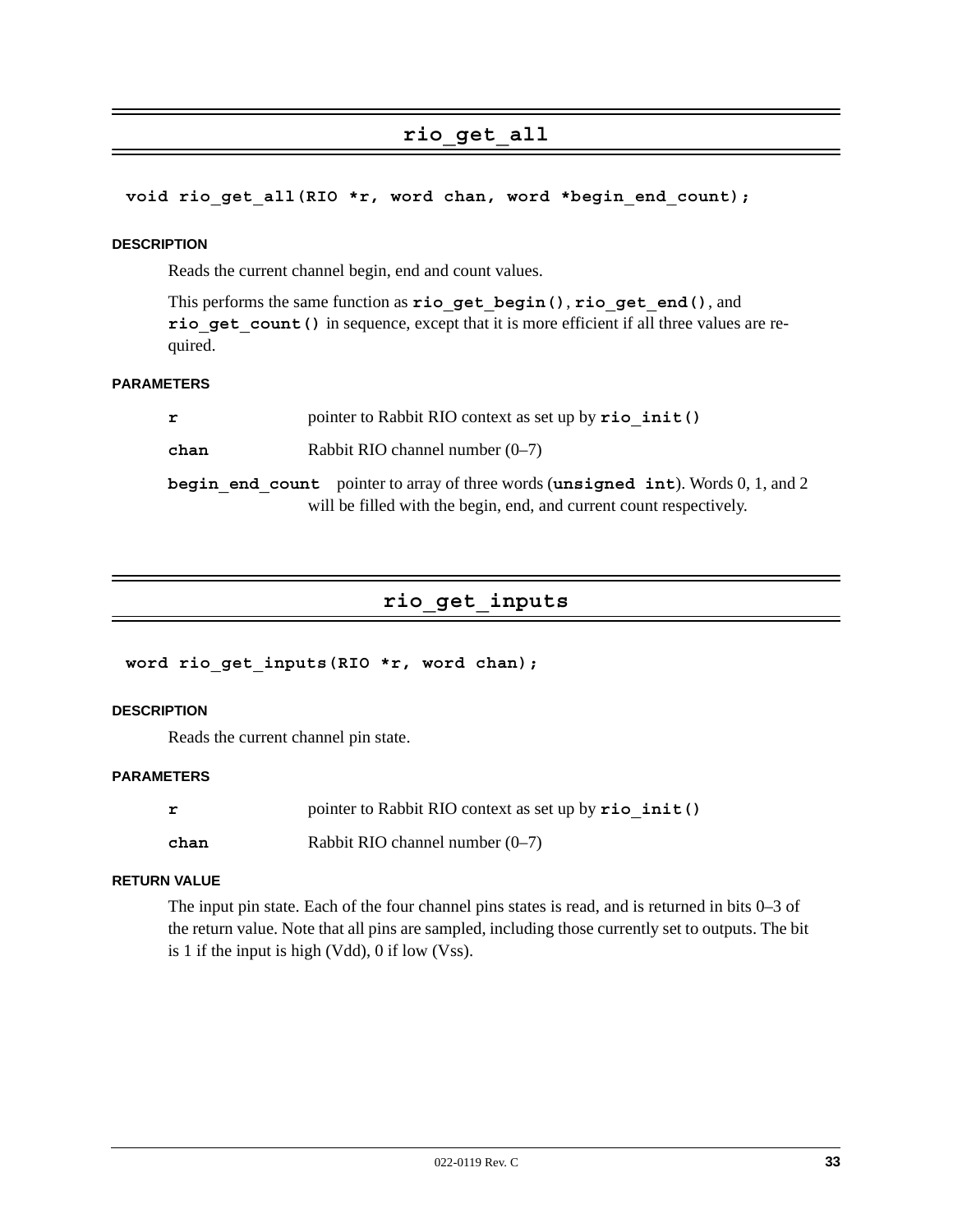## `rio_get_all`

```
void rio_get_all(RIO *r, word chan, word *begin_end_count);
```

#### DESCRIPTION

Reads the current channel begin, end and count values.

This performs the same function as **`rio_get_begin()`**, **`rio_get_end()`**, and **`rio_get_count()`** in sequence, except that it is more efficient if all three values are required.

#### PARAMETERS

**`r`** pointer to Rabbit RIO context as set up by **`rio_init()`**

**`chan`** Rabbit RIO channel number (0–7)

**`begin_end_count`** pointer to array of three words (**`unsigned int`**). Words 0, 1, and 2 will be filled with the begin, end, and current count respectively.

## `rio_get_inputs`

```
word rio_get_inputs(RIO *r, word chan);
```

#### DESCRIPTION

Reads the current channel pin state.

#### PARAMETERS

**`r`** pointer to Rabbit RIO context as set up by **`rio_init()`**

**`chan`** Rabbit RIO channel number (0–7)

#### RETURN VALUE

The input pin state. Each of the four channel pins states is read, and is returned in bits 0–3 of the return value. Note that all pins are sampled, including those currently set to outputs. The bit is 1 if the input is high (Vdd), 0 if low (Vss).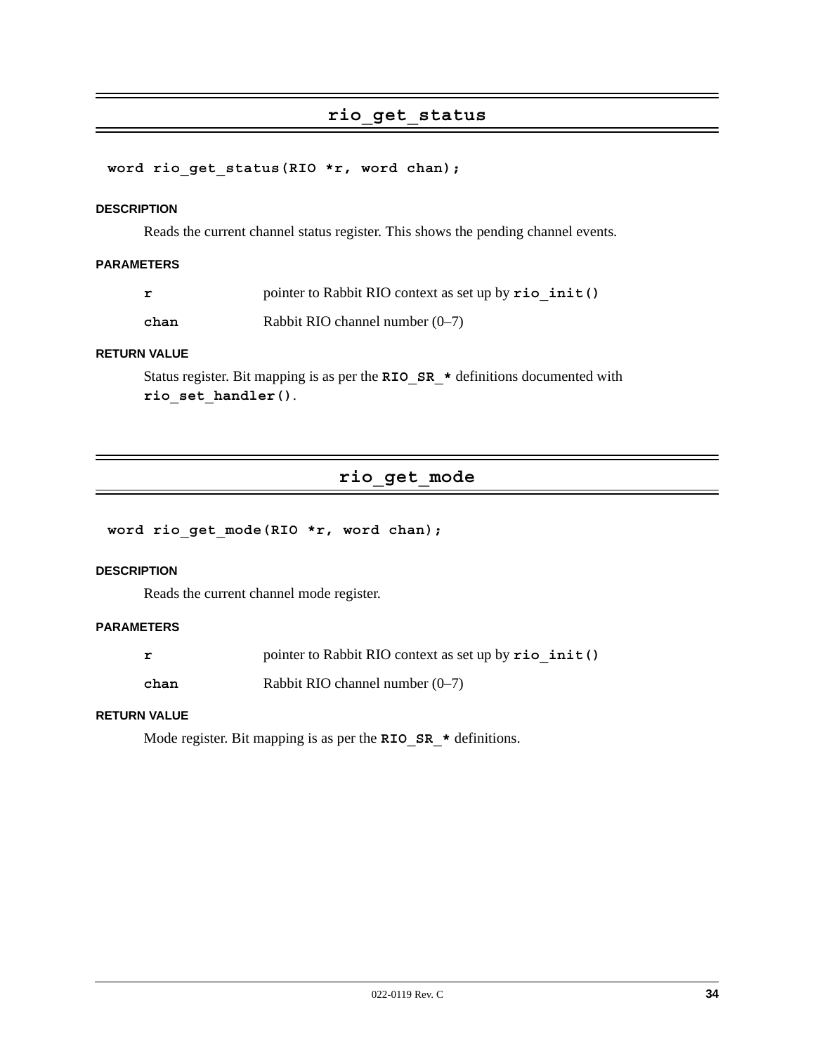## rio_get_status

```
word rio_get_status(RIO *r, word chan);
```

#### DESCRIPTION

Reads the current channel status register. This shows the pending channel events.

#### PARAMETERS

| | |
|---|---|
| **r** | pointer to Rabbit RIO context as set up by **rio_init()** |
| **chan** | Rabbit RIO channel number (0–7) |

#### RETURN VALUE

Status register. Bit mapping is as per the **RIO_SR_*** definitions documented with **rio_set_handler()**.

## rio_get_mode

```
word rio_get_mode(RIO *r, word chan);
```

#### DESCRIPTION

Reads the current channel mode register.

#### PARAMETERS

| | |
|---|---|
| **r** | pointer to Rabbit RIO context as set up by **rio_init()** |
| **chan** | Rabbit RIO channel number (0–7) |

#### RETURN VALUE

Mode register. Bit mapping is as per the **RIO_SR_*** definitions.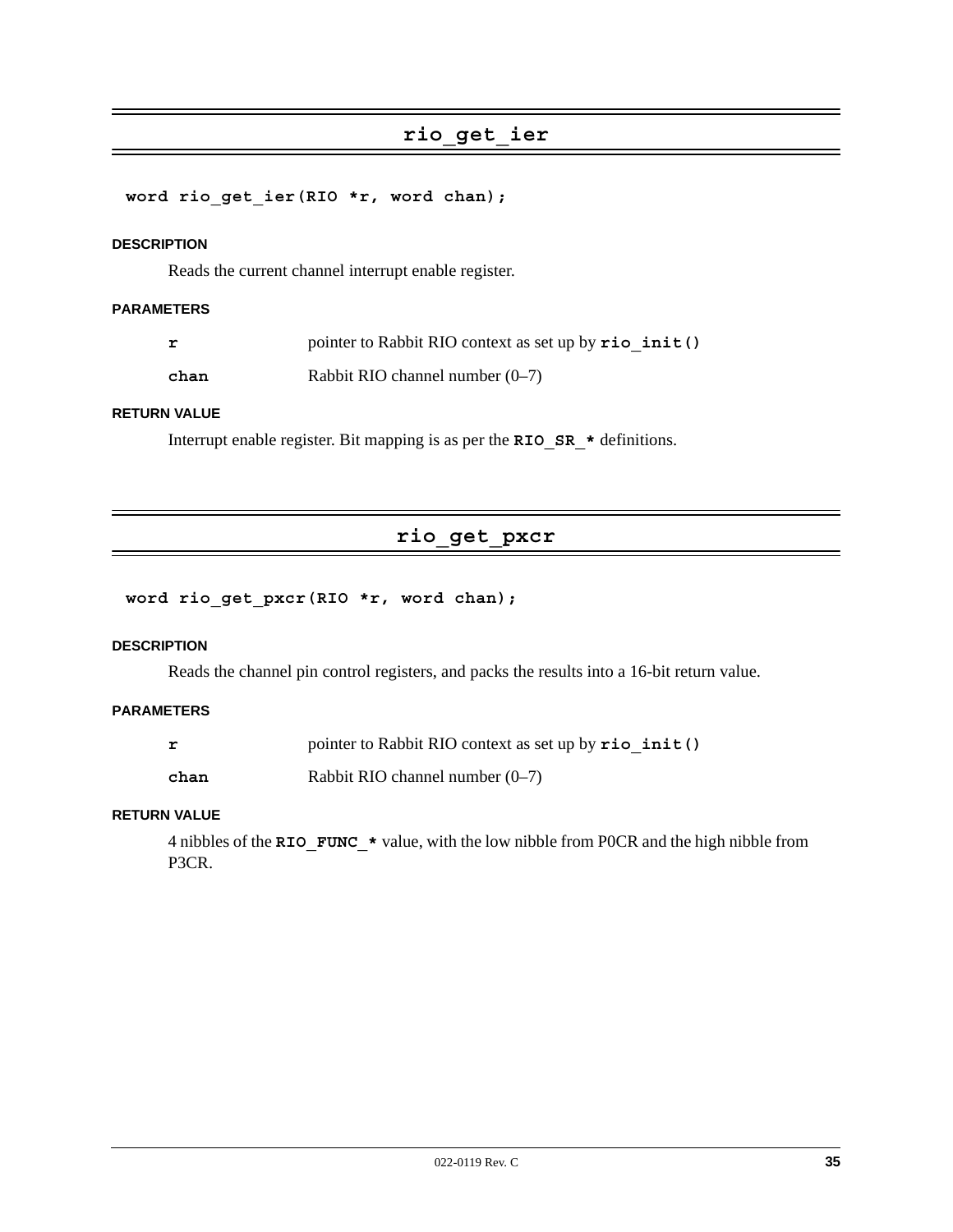## rio_get_ier

```
word rio_get_ier(RIO *r, word chan);
```

#### DESCRIPTION

Reads the current channel interrupt enable register.

#### PARAMETERS

| | |
|---|---|
| **r** | pointer to Rabbit RIO context as set up by **rio_init()** |
| **chan** | Rabbit RIO channel number (0–7) |

#### RETURN VALUE

Interrupt enable register. Bit mapping is as per the **RIO_SR_*** definitions.

## rio_get_pxcr

```
word rio_get_pxcr(RIO *r, word chan);
```

#### DESCRIPTION

Reads the channel pin control registers, and packs the results into a 16-bit return value.

#### PARAMETERS

| | |
|---|---|
| **r** | pointer to Rabbit RIO context as set up by **rio_init()** |
| **chan** | Rabbit RIO channel number (0–7) |

#### RETURN VALUE

4 nibbles of the **RIO_FUNC_*** value, with the low nibble from P0CR and the high nibble from P3CR.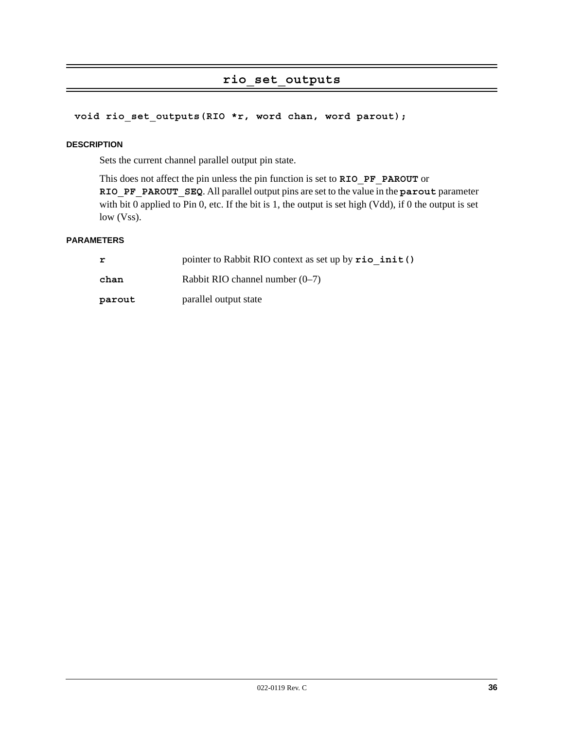## rio_set_outputs

```
void rio_set_outputs(RIO *r, word chan, word parout);
```

#### DESCRIPTION

Sets the current channel parallel output pin state.

This does not affect the pin unless the pin function is set to **RIO_PF_PAROUT** or **RIO_PF_PAROUT_SEQ**. All parallel output pins are set to the value in the **parout** parameter with bit 0 applied to Pin 0, etc. If the bit is 1, the output is set high (Vdd), if 0 the output is set low (Vss).

#### PARAMETERS

| | |
|---|---|
| **r** | pointer to Rabbit RIO context as set up by **rio_init()** |
| **chan** | Rabbit RIO channel number (0–7) |
| **parout** | parallel output state |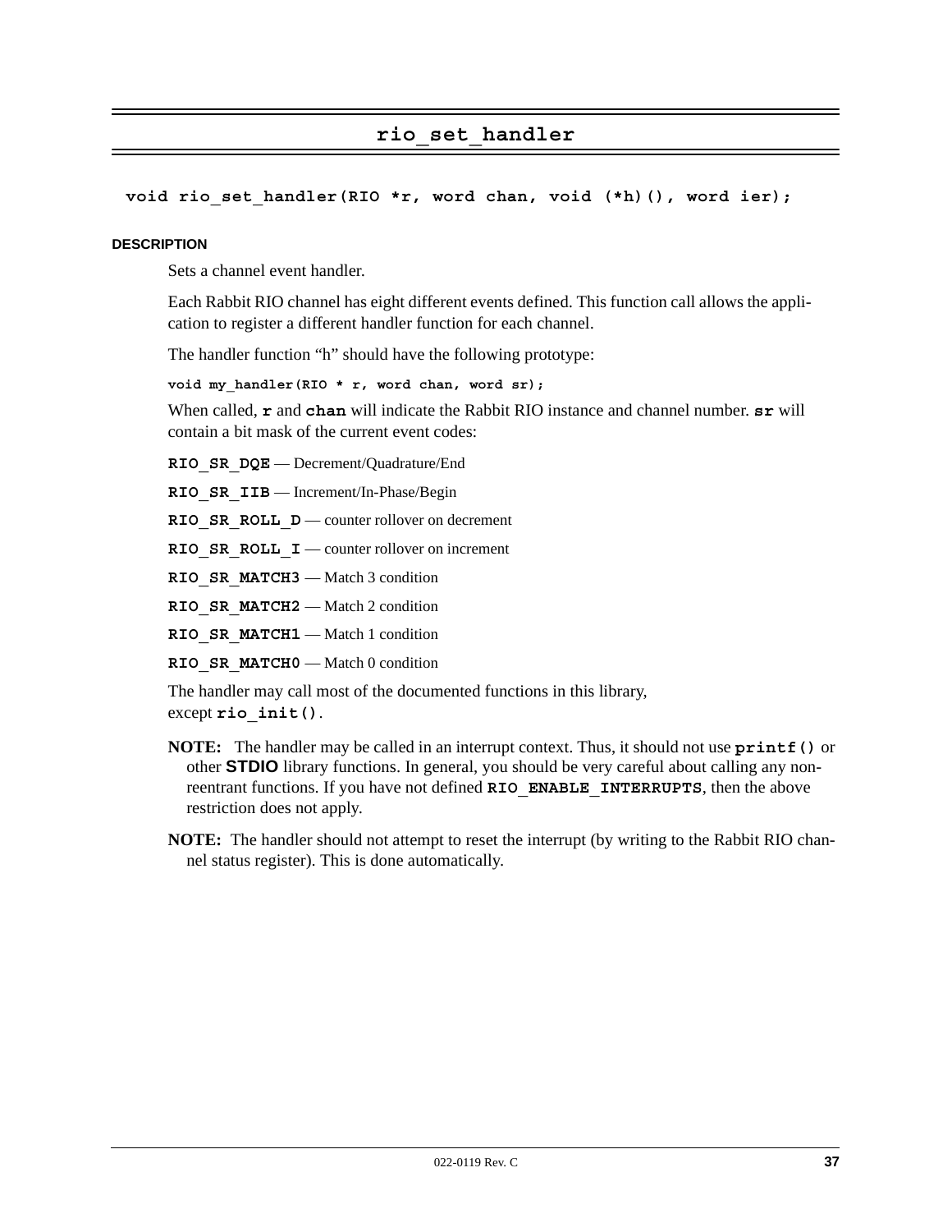# rio_set_handler

```
void rio_set_handler(RIO *r, word chan, void (*h)(), word ier);
```

#### DESCRIPTION

Sets a channel event handler.

Each Rabbit RIO channel has eight different events defined. This function call allows the application to register a different handler function for each channel.

The handler function "h" should have the following prototype:

```
void my_handler(RIO * r, word chan, word sr);
```

When called, **r** and **chan** will indicate the Rabbit RIO instance and channel number. **sr** will contain a bit mask of the current event codes:

**RIO_SR_DQE** — Decrement/Quadrature/End

**RIO_SR_IIB** — Increment/In-Phase/Begin

**RIO_SR_ROLL_D** — counter rollover on decrement

**RIO_SR_ROLL_I** — counter rollover on increment

**RIO_SR_MATCH3** — Match 3 condition

**RIO_SR_MATCH2** — Match 2 condition

**RIO_SR_MATCH1** — Match 1 condition

**RIO_SR_MATCH0** — Match 0 condition

The handler may call most of the documented functions in this library, except **rio_init()**.

**NOTE:** The handler may be called in an interrupt context. Thus, it should not use **printf()** or other **STDIO** library functions. In general, you should be very careful about calling any non-reentrant functions. If you have not defined **RIO_ENABLE_INTERRUPTS**, then the above restriction does not apply.

**NOTE:** The handler should not attempt to reset the interrupt (by writing to the Rabbit RIO channel status register). This is done automatically.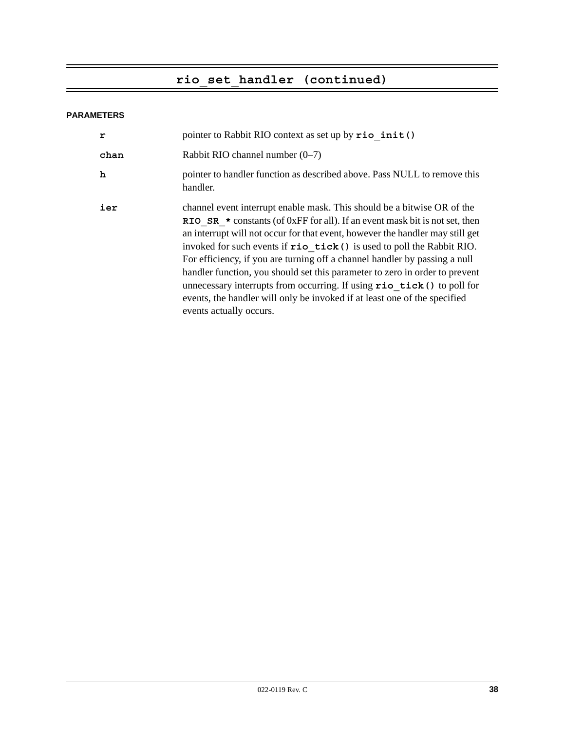## rio_set_handler (continued)

**PARAMETERS**

| | |
|---|---|
| **r** | pointer to Rabbit RIO context as set up by **rio_init()** |
| **chan** | Rabbit RIO channel number (0–7) |
| **h** | pointer to handler function as described above. Pass NULL to remove this handler. |
| **ier** | channel event interrupt enable mask. This should be a bitwise OR of the **RIO_SR_*** constants (of 0xFF for all). If an event mask bit is not set, then an interrupt will not occur for that event, however the handler may still get invoked for such events if **rio_tick()** is used to poll the Rabbit RIO. For efficiency, if you are turning off a channel handler by passing a null handler function, you should set this parameter to zero in order to prevent unnecessary interrupts from occurring. If using **rio_tick()** to poll for events, the handler will only be invoked if at least one of the specified events actually occurs. |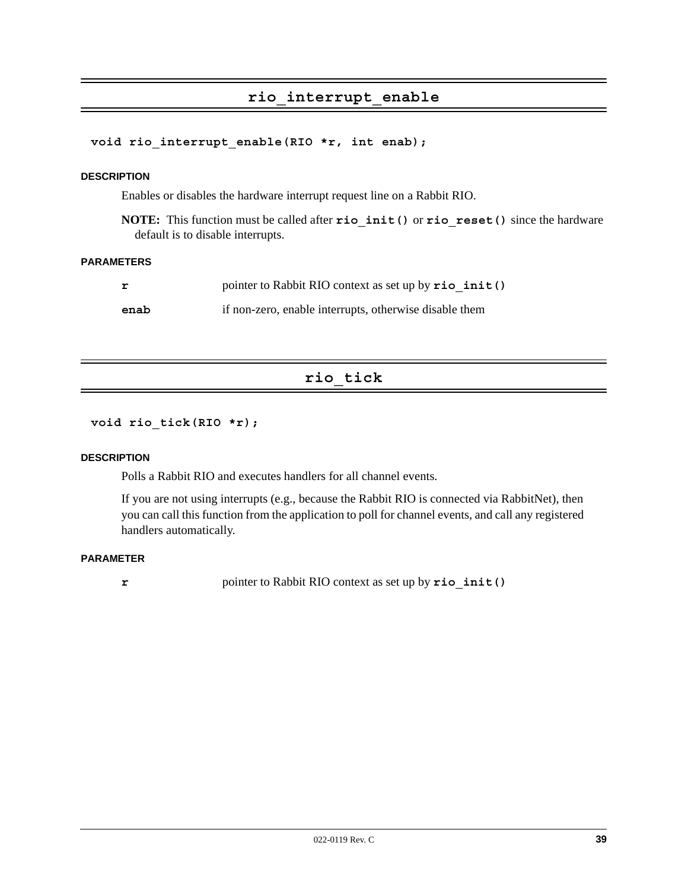## rio_interrupt_enable

```
void rio_interrupt_enable(RIO *r, int enab);
```

#### DESCRIPTION

Enables or disables the hardware interrupt request line on a Rabbit RIO.

**NOTE:** This function must be called after `rio_init()` or `rio_reset()` since the hardware default is to disable interrupts.

#### PARAMETERS

| | |
|---|---|
| **r** | pointer to Rabbit RIO context as set up by `rio_init()` |
| **enab** | if non-zero, enable interrupts, otherwise disable them |

## rio_tick

```
void rio_tick(RIO *r);
```

#### DESCRIPTION

Polls a Rabbit RIO and executes handlers for all channel events.

If you are not using interrupts (e.g., because the Rabbit RIO is connected via RabbitNet), then you can call this function from the application to poll for channel events, and call any registered handlers automatically.

#### PARAMETER

| | |
|---|---|
| **r** | pointer to Rabbit RIO context as set up by `rio_init()` |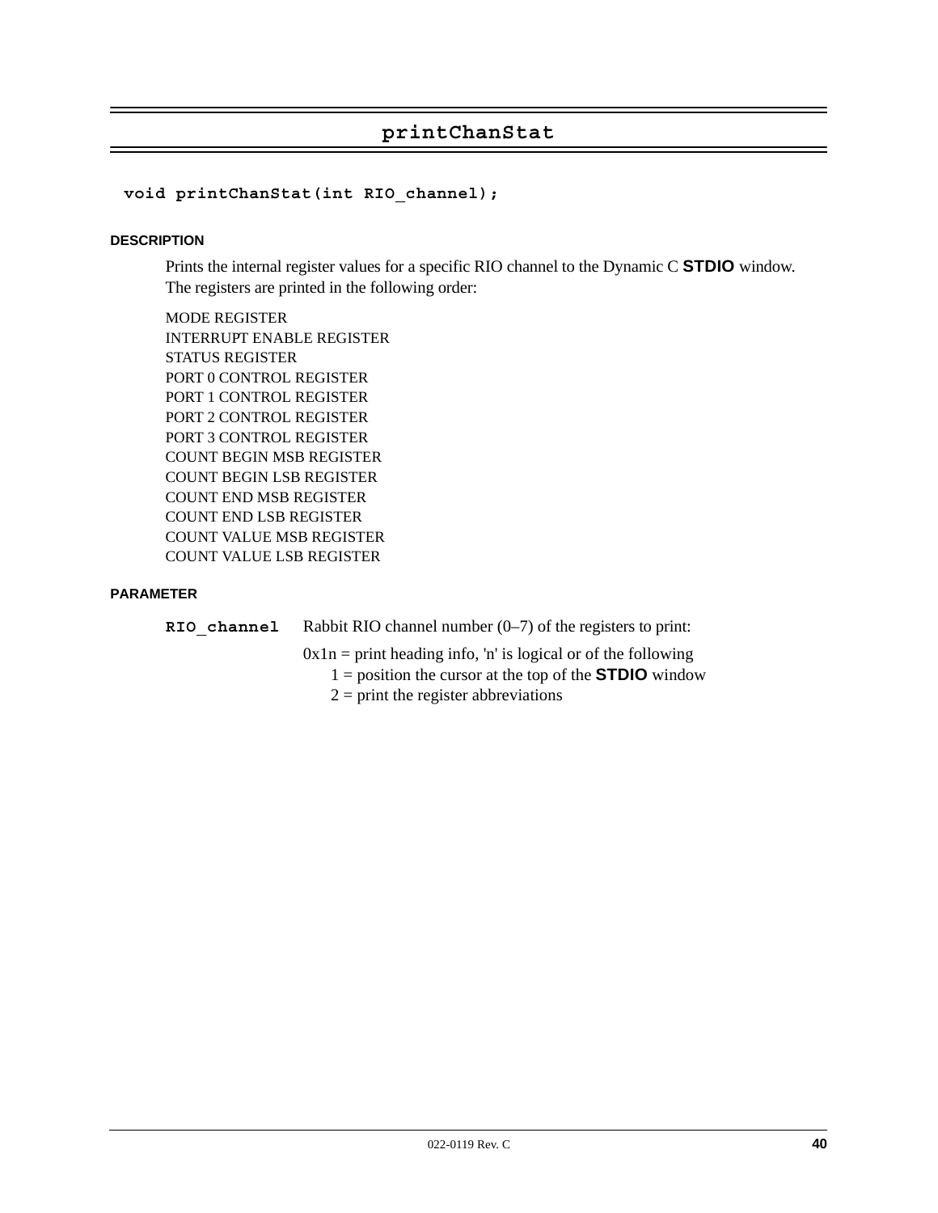## printChanStat

```
void printChanStat(int RIO_channel);
```

#### DESCRIPTION

Prints the internal register values for a specific RIO channel to the Dynamic C **STDIO** window. The registers are printed in the following order:

MODE REGISTER
INTERRUPT ENABLE REGISTER
STATUS REGISTER
PORT 0 CONTROL REGISTER
PORT 1 CONTROL REGISTER
PORT 2 CONTROL REGISTER
PORT 3 CONTROL REGISTER
COUNT BEGIN MSB REGISTER
COUNT BEGIN LSB REGISTER
COUNT END MSB REGISTER
COUNT END LSB REGISTER
COUNT VALUE MSB REGISTER
COUNT VALUE LSB REGISTER

#### PARAMETER

**`RIO_channel`** Rabbit RIO channel number (0–7) of the registers to print:

0x1n = print heading info, 'n' is logical or of the following
1 = position the cursor at the top of the **STDIO** window
2 = print the register abbreviations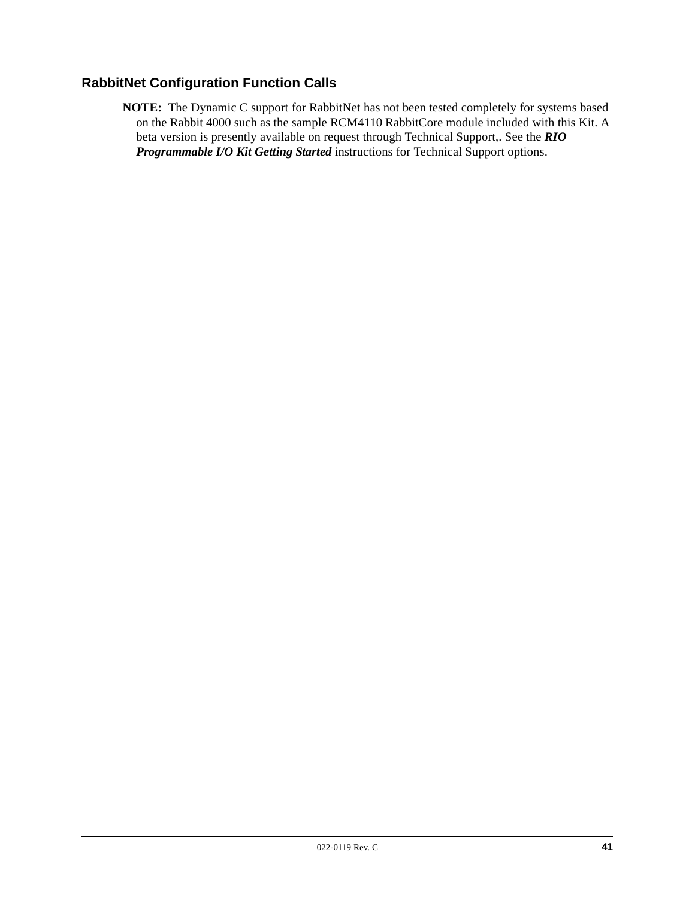## RabbitNet Configuration Function Calls

**NOTE:** The Dynamic C support for RabbitNet has not been tested completely for systems based on the Rabbit 4000 such as the sample RCM4110 RabbitCore module included with this Kit. A beta version is presently available on request through Technical Support,. See the ***RIO Programmable I/O Kit Getting Started*** instructions for Technical Support options.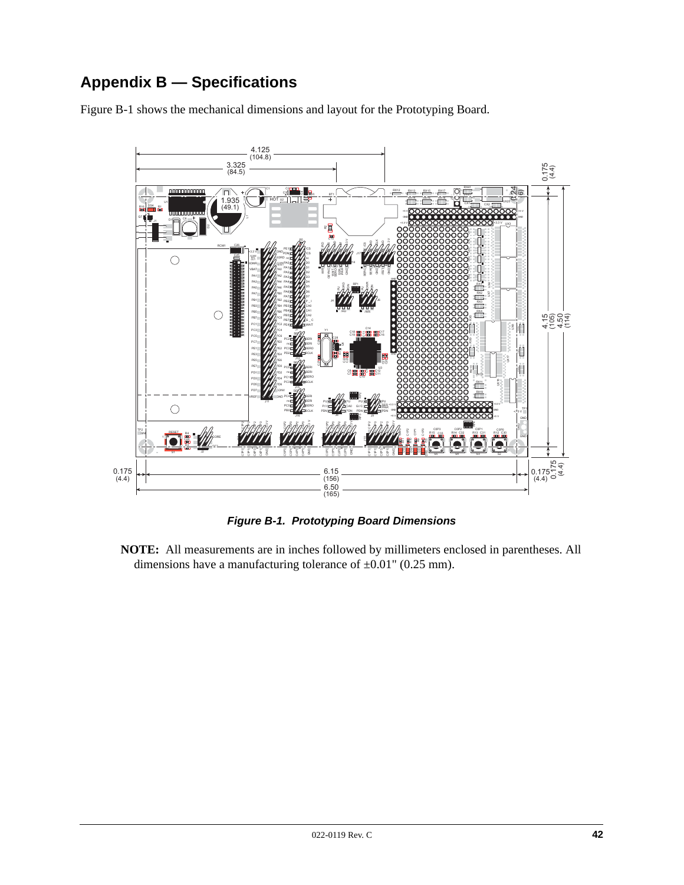# Appendix B — Specifications

Figure B-1 shows the mechanical dimensions and layout for the Prototyping Board.

***Figure B-1. Prototyping Board Dimensions***

**NOTE:** All measurements are in inches followed by millimeters enclosed in parentheses. All dimensions have a manufacturing tolerance of ±0.01" (0.25 mm).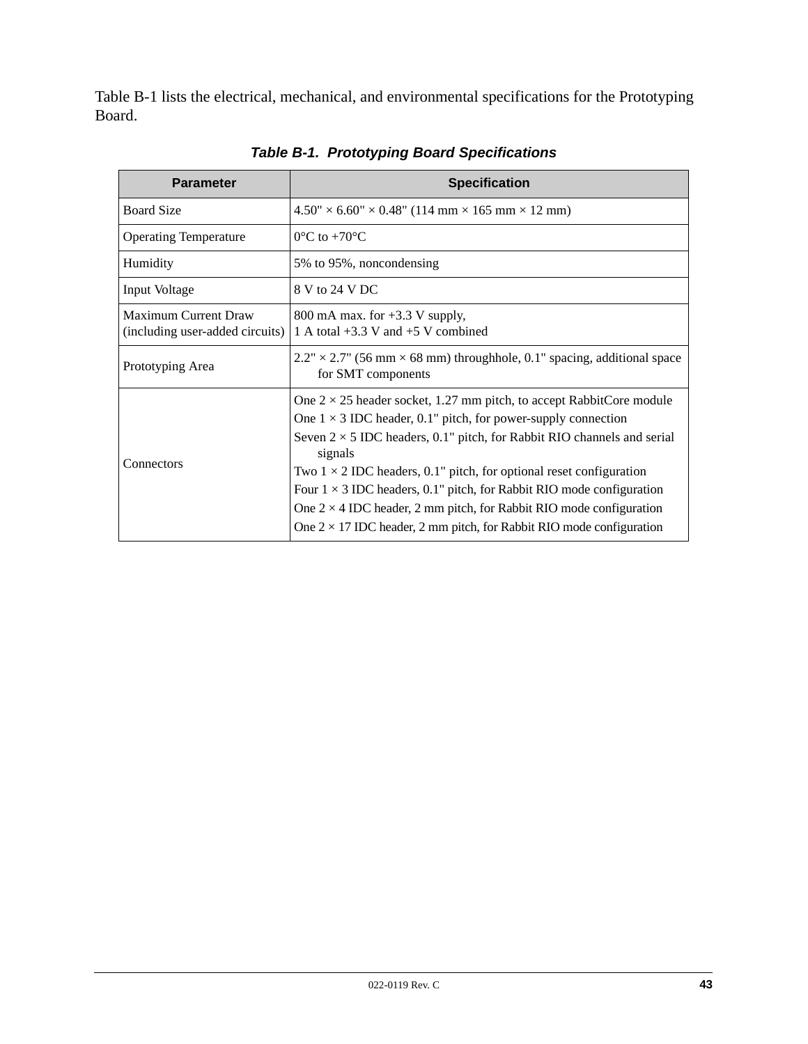Table B-1 lists the electrical, mechanical, and environmental specifications for the Prototyping Board.

***Table B-1. Prototyping Board Specifications***

| Parameter | Specification |
|---|---|
| Board Size | 4.50" × 6.60" × 0.48" (114 mm × 165 mm × 12 mm) |
| Operating Temperature | 0°C to +70°C |
| Humidity | 5% to 95%, noncondensing |
| Input Voltage | 8 V to 24 V DC |
| Maximum Current Draw (including user-added circuits) | 800 mA max. for +3.3 V supply,<br>1 A total +3.3 V and +5 V combined |
| Prototyping Area | 2.2" × 2.7" (56 mm × 68 mm) throughhole, 0.1" spacing, additional space for SMT components |
| Connectors | One 2 × 25 header socket, 1.27 mm pitch, to accept RabbitCore module<br>One 1 × 3 IDC header, 0.1" pitch, for power-supply connection<br>Seven 2 × 5 IDC headers, 0.1" pitch, for Rabbit RIO channels and serial signals<br>Two 1 × 2 IDC headers, 0.1" pitch, for optional reset configuration<br>Four 1 × 3 IDC headers, 0.1" pitch, for Rabbit RIO mode configuration<br>One 2 × 4 IDC header, 2 mm pitch, for Rabbit RIO mode configuration<br>One 2 × 17 IDC header, 2 mm pitch, for Rabbit RIO mode configuration |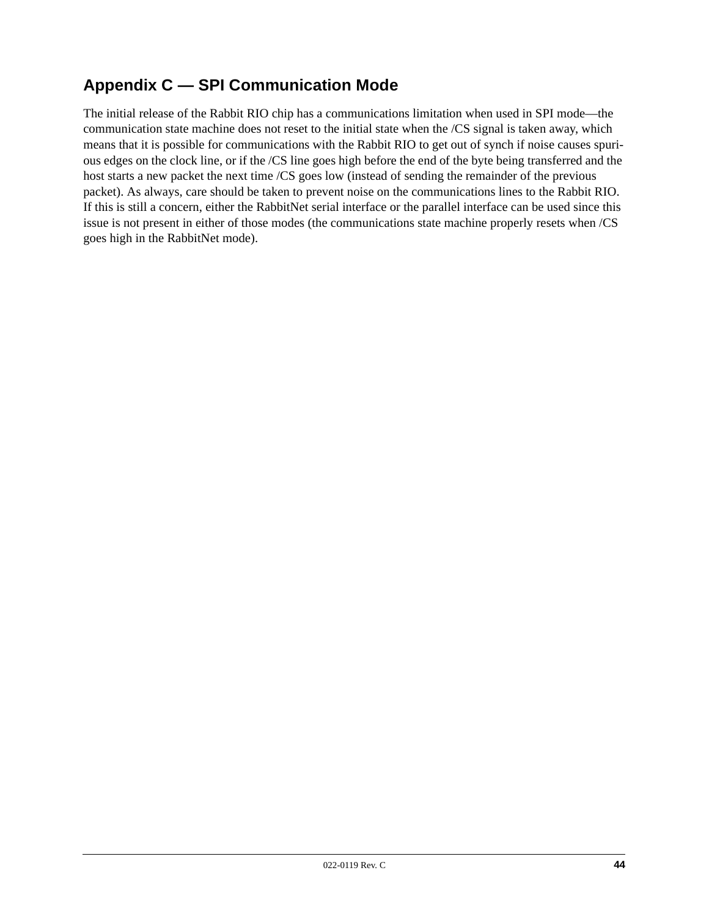# Appendix C — SPI Communication Mode

The initial release of the Rabbit RIO chip has a communications limitation when used in SPI mode—the communication state machine does not reset to the initial state when the /CS signal is taken away, which means that it is possible for communications with the Rabbit RIO to get out of synch if noise causes spurious edges on the clock line, or if the /CS line goes high before the end of the byte being transferred and the host starts a new packet the next time /CS goes low (instead of sending the remainder of the previous packet). As always, care should be taken to prevent noise on the communications lines to the Rabbit RIO. If this is still a concern, either the RabbitNet serial interface or the parallel interface can be used since this issue is not present in either of those modes (the communications state machine properly resets when /CS goes high in the RabbitNet mode).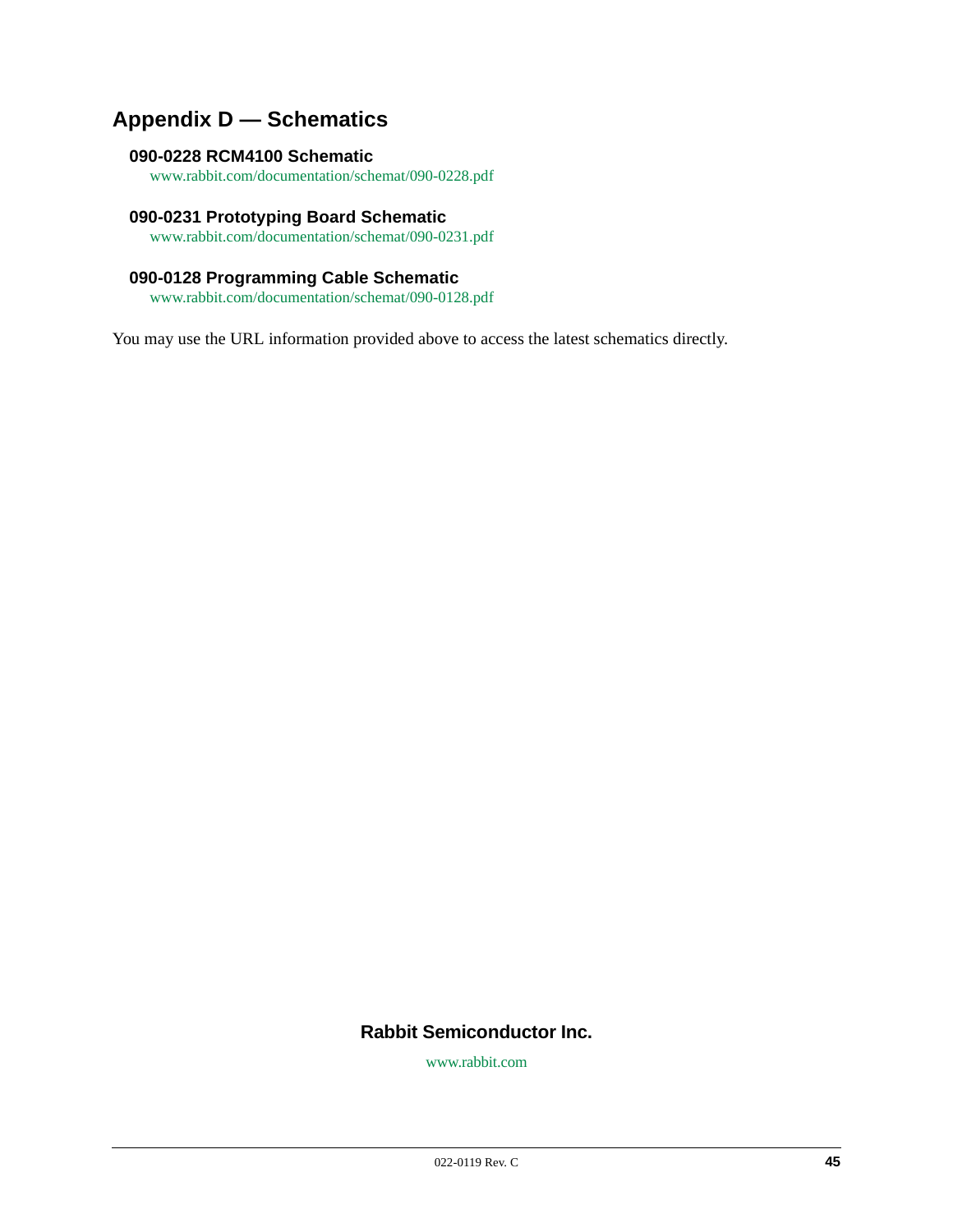# Appendix D — Schematics

### 090-0228 RCM4100 Schematic

www.rabbit.com/documentation/schemat/090-0228.pdf

### 090-0231 Prototyping Board Schematic

www.rabbit.com/documentation/schemat/090-0231.pdf

### 090-0128 Programming Cable Schematic

www.rabbit.com/documentation/schemat/090-0128.pdf

You may use the URL information provided above to access the latest schematics directly.

**Rabbit Semiconductor Inc.**

www.rabbit.com